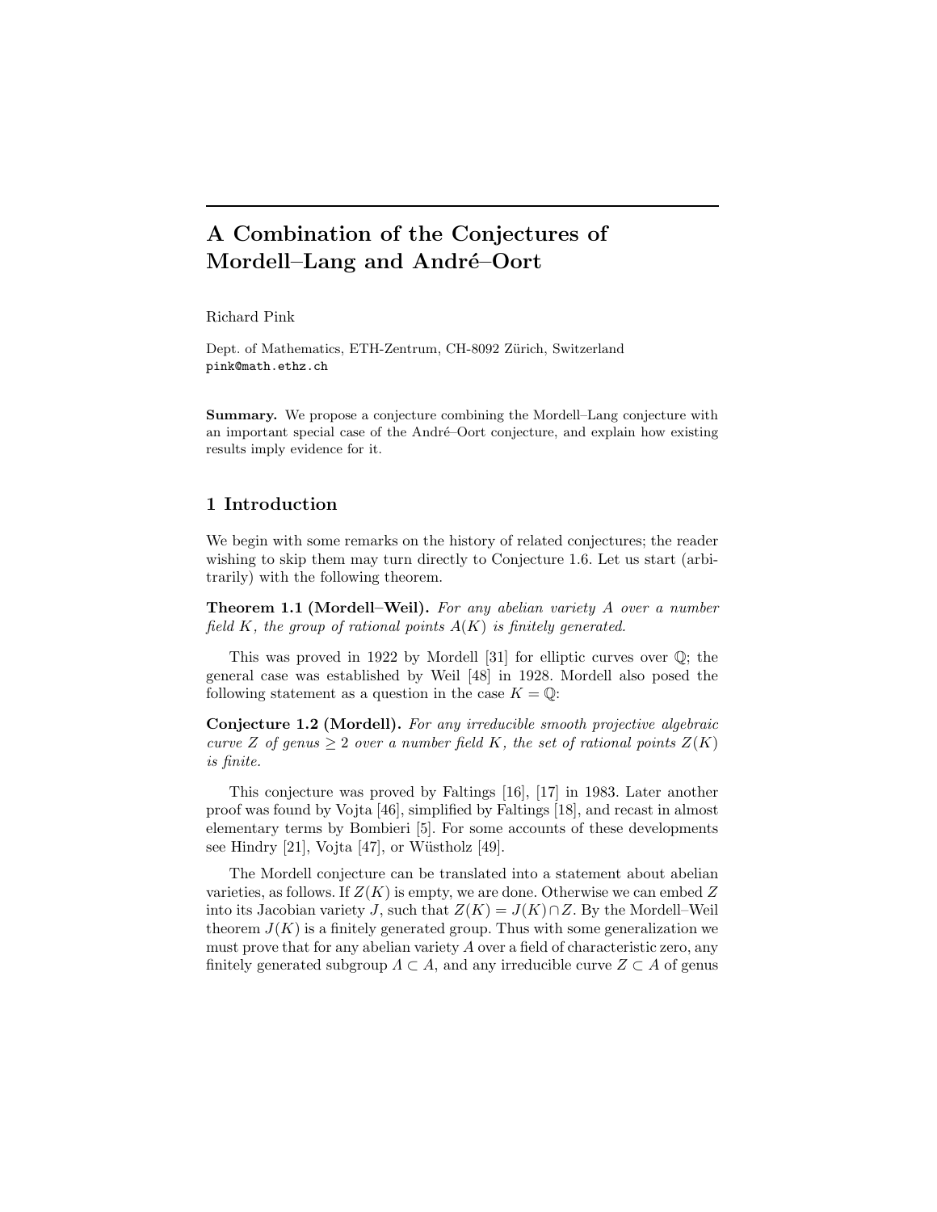# A Combination of the Conjectures of Mordell–Lang and André–Oort

Richard Pink

Dept. of Mathematics, ETH-Zentrum, CH-8092 Zürich, Switzerland
pink@math.ethz.ch

**Summary.** We propose a conjecture combining the Mordell–Lang conjecture with an important special case of the André–Oort conjecture, and explain how existing results imply evidence for it.

## 1 Introduction

We begin with some remarks on the history of related conjectures; the reader wishing to skip them may turn directly to Conjecture 1.6. Let us start (arbitrarily) with the following theorem.

**Theorem 1.1 (Mordell–Weil).** *For any abelian variety $A$ over a number field $K$, the group of rational points $A(K)$ is finitely generated.*

This was proved in 1922 by Mordell [31] for elliptic curves over $\mathbb{Q}$; the general case was established by Weil [48] in 1928. Mordell also posed the following statement as a question in the case $K = \mathbb{Q}$:

**Conjecture 1.2 (Mordell).** *For any irreducible smooth projective algebraic curve $Z$ of genus $\geq 2$ over a number field $K$, the set of rational points $Z(K)$ is finite.*

This conjecture was proved by Faltings [16], [17] in 1983. Later another proof was found by Vojta [46], simplified by Faltings [18], and recast in almost elementary terms by Bombieri [5]. For some accounts of these developments see Hindry [21], Vojta [47], or Wüstholz [49].

The Mordell conjecture can be translated into a statement about abelian varieties, as follows. If $Z(K)$ is empty, we are done. Otherwise we can embed $Z$ into its Jacobian variety $J$, such that $Z(K) = J(K) \cap Z$. By the Mordell–Weil theorem $J(K)$ is a finitely generated group. Thus with some generalization we must prove that for any abelian variety $A$ over a field of characteristic zero, any finitely generated subgroup $\Lambda \subset A$, and any irreducible curve $Z \subset A$ of genus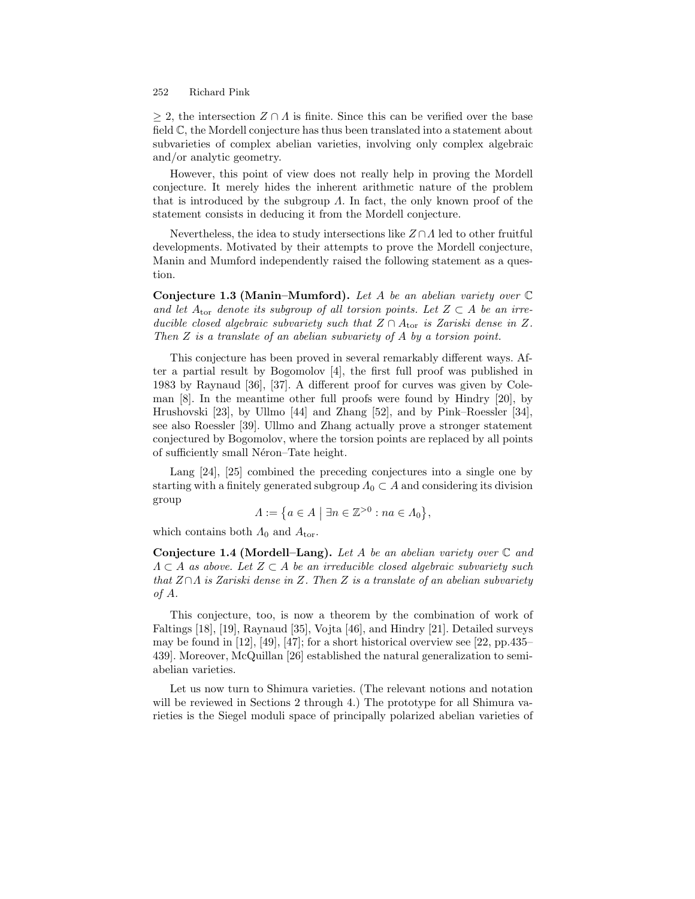$\geq 2$, the intersection $Z \cap \Lambda$ is finite. Since this can be verified over the base field $\mathbb{C}$, the Mordell conjecture has thus been translated into a statement about subvarieties of complex abelian varieties, involving only complex algebraic and/or analytic geometry.

However, this point of view does not really help in proving the Mordell conjecture. It merely hides the inherent arithmetic nature of the problem that is introduced by the subgroup $\Lambda$. In fact, the only known proof of the statement consists in deducing it from the Mordell conjecture.

Nevertheless, the idea to study intersections like $Z \cap \Lambda$ led to other fruitful developments. Motivated by their attempts to prove the Mordell conjecture, Manin and Mumford independently raised the following statement as a question.

**Conjecture 1.3 (Manin–Mumford).** *Let $A$ be an abelian variety over $\mathbb{C}$ and let $A_{\mathrm{tor}}$ denote its subgroup of all torsion points. Let $Z \subset A$ be an irreducible closed algebraic subvariety such that $Z \cap A_{\mathrm{tor}}$ is Zariski dense in $Z$. Then $Z$ is a translate of an abelian subvariety of $A$ by a torsion point.*

This conjecture has been proved in several remarkably different ways. After a partial result by Bogomolov [4], the first full proof was published in 1983 by Raynaud [36], [37]. A different proof for curves was given by Coleman [8]. In the meantime other full proofs were found by Hindry [20], by Hrushovski [23], by Ullmo [44] and Zhang [52], and by Pink–Roessler [34], see also Roessler [39]. Ullmo and Zhang actually prove a stronger statement conjectured by Bogomolov, where the torsion points are replaced by all points of sufficiently small Néron–Tate height.

Lang [24], [25] combined the preceding conjectures into a single one by starting with a finitely generated subgroup $\Lambda_0 \subset A$ and considering its division group

$$\Lambda := \bigl\{ a \in A \bigm| \exists n \in \mathbb{Z}^{>0} : na \in \Lambda_0 \bigr\},$$

which contains both $\Lambda_0$ and $A_{\mathrm{tor}}$.

**Conjecture 1.4 (Mordell–Lang).** *Let $A$ be an abelian variety over $\mathbb{C}$ and $\Lambda \subset A$ as above. Let $Z \subset A$ be an irreducible closed algebraic subvariety such that $Z \cap \Lambda$ is Zariski dense in $Z$. Then $Z$ is a translate of an abelian subvariety of $A$.*

This conjecture, too, is now a theorem by the combination of work of Faltings [18], [19], Raynaud [35], Vojta [46], and Hindry [21]. Detailed surveys may be found in [12], [49], [47]; for a short historical overview see [22, pp.435–439]. Moreover, McQuillan [26] established the natural generalization to semi-abelian varieties.

Let us now turn to Shimura varieties. (The relevant notions and notation will be reviewed in Sections 2 through 4.) The prototype for all Shimura varieties is the Siegel moduli space of principally polarized abelian varieties of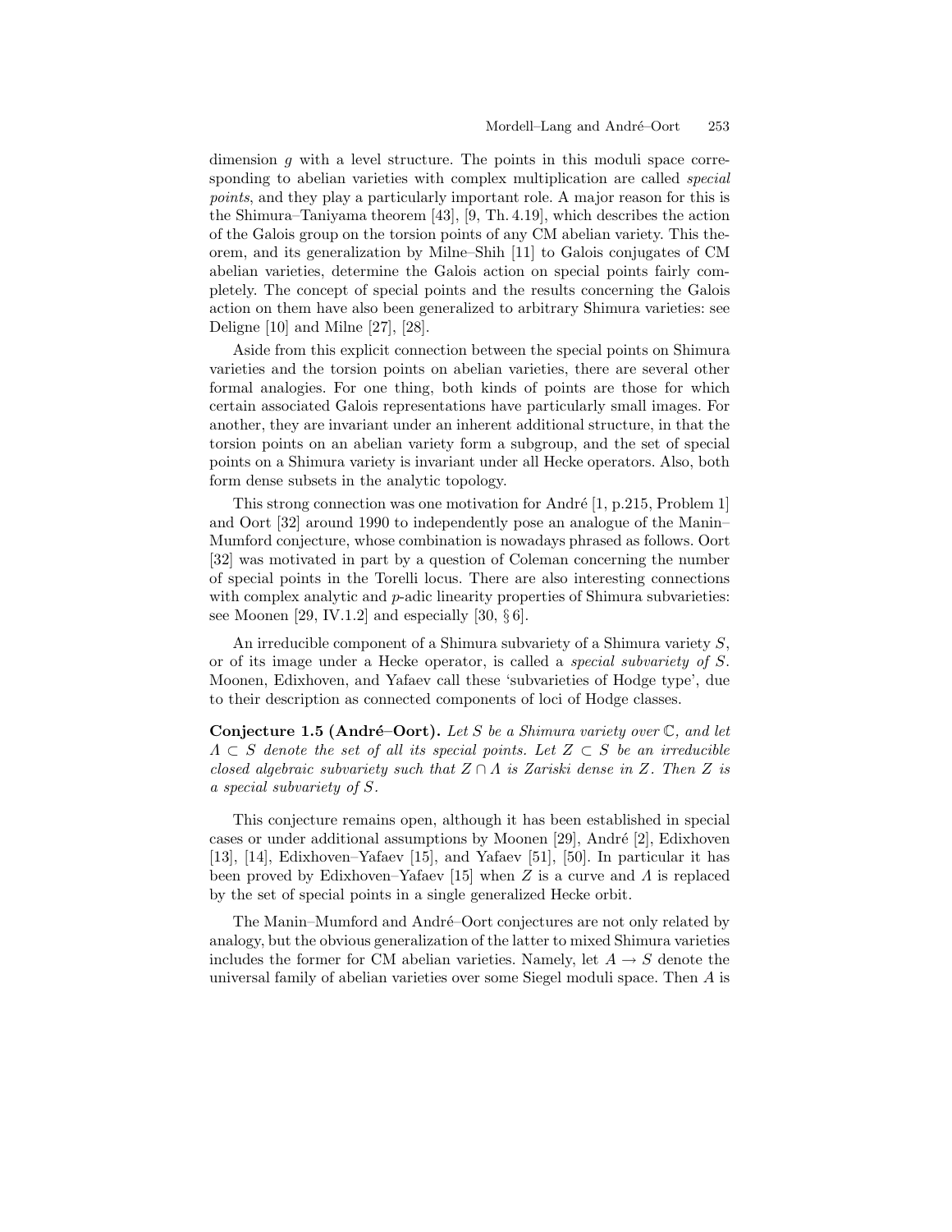dimension $g$ with a level structure. The points in this moduli space corresponding to abelian varieties with complex multiplication are called *special points*, and they play a particularly important role. A major reason for this is the Shimura–Taniyama theorem [43], [9, Th. 4.19], which describes the action of the Galois group on the torsion points of any CM abelian variety. This theorem, and its generalization by Milne–Shih [11] to Galois conjugates of CM abelian varieties, determine the Galois action on special points fairly completely. The concept of special points and the results concerning the Galois action on them have also been generalized to arbitrary Shimura varieties: see Deligne [10] and Milne [27], [28].

Aside from this explicit connection between the special points on Shimura varieties and the torsion points on abelian varieties, there are several other formal analogies. For one thing, both kinds of points are those for which certain associated Galois representations have particularly small images. For another, they are invariant under an inherent additional structure, in that the torsion points on an abelian variety form a subgroup, and the set of special points on a Shimura variety is invariant under all Hecke operators. Also, both form dense subsets in the analytic topology.

This strong connection was one motivation for André [1, p.215, Problem 1] and Oort [32] around 1990 to independently pose an analogue of the Manin–Mumford conjecture, whose combination is nowadays phrased as follows. Oort [32] was motivated in part by a question of Coleman concerning the number of special points in the Torelli locus. There are also interesting connections with complex analytic and $p$-adic linearity properties of Shimura subvarieties: see Moonen [29, IV.1.2] and especially [30, § 6].

An irreducible component of a Shimura subvariety of a Shimura variety $S$, or of its image under a Hecke operator, is called a *special subvariety of* $S$. Moonen, Edixhoven, and Yafaev call these 'subvarieties of Hodge type', due to their description as connected components of loci of Hodge classes.

**Conjecture 1.5 (André–Oort).** *Let $S$ be a Shimura variety over $\mathbb{C}$, and let $\Lambda \subset S$ denote the set of all its special points. Let $Z \subset S$ be an irreducible closed algebraic subvariety such that $Z \cap \Lambda$ is Zariski dense in $Z$. Then $Z$ is a special subvariety of $S$.*

This conjecture remains open, although it has been established in special cases or under additional assumptions by Moonen [29], André [2], Edixhoven [13], [14], Edixhoven–Yafaev [15], and Yafaev [51], [50]. In particular it has been proved by Edixhoven–Yafaev [15] when $Z$ is a curve and $\Lambda$ is replaced by the set of special points in a single generalized Hecke orbit.

The Manin–Mumford and André–Oort conjectures are not only related by analogy, but the obvious generalization of the latter to mixed Shimura varieties includes the former for CM abelian varieties. Namely, let $A \to S$ denote the universal family of abelian varieties over some Siegel moduli space. Then $A$ is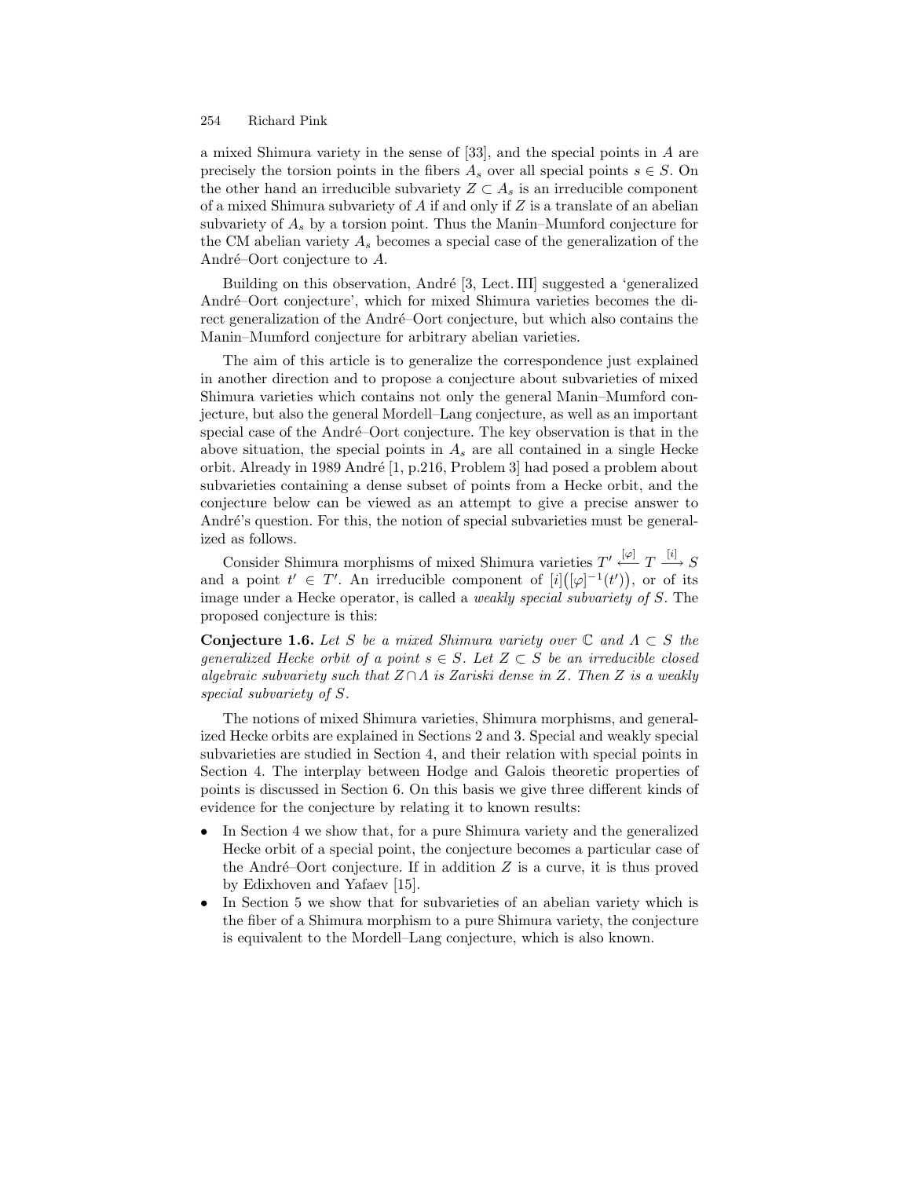a mixed Shimura variety in the sense of [33], and the special points in $A$ are precisely the torsion points in the fibers $A_s$ over all special points $s \in S$. On the other hand an irreducible subvariety $Z \subset A_s$ is an irreducible component of a mixed Shimura subvariety of $A$ if and only if $Z$ is a translate of an abelian subvariety of $A_s$ by a torsion point. Thus the Manin–Mumford conjecture for the CM abelian variety $A_s$ becomes a special case of the generalization of the André–Oort conjecture to $A$.

Building on this observation, André [3, Lect. III] suggested a 'generalized André–Oort conjecture', which for mixed Shimura varieties becomes the direct generalization of the André–Oort conjecture, but which also contains the Manin–Mumford conjecture for arbitrary abelian varieties.

The aim of this article is to generalize the correspondence just explained in another direction and to propose a conjecture about subvarieties of mixed Shimura varieties which contains not only the general Manin–Mumford conjecture, but also the general Mordell–Lang conjecture, as well as an important special case of the André–Oort conjecture. The key observation is that in the above situation, the special points in $A_s$ are all contained in a single Hecke orbit. Already in 1989 André [1, p.216, Problem 3] had posed a problem about subvarieties containing a dense subset of points from a Hecke orbit, and the conjecture below can be viewed as an attempt to give a precise answer to André's question. For this, the notion of special subvarieties must be generalized as follows.

Consider Shimura morphisms of mixed Shimura varieties $T' \xleftarrow{[\varphi]} T \xrightarrow{[i]} S$ and a point $t' \in T'$. An irreducible component of $[i]\big([\varphi]^{-1}(t')\big)$, or of its image under a Hecke operator, is called a *weakly special subvariety of $S$*. The proposed conjecture is this:

**Conjecture 1.6.** *Let $S$ be a mixed Shimura variety over $\mathbb{C}$ and $\Lambda \subset S$ the generalized Hecke orbit of a point $s \in S$. Let $Z \subset S$ be an irreducible closed algebraic subvariety such that $Z \cap \Lambda$ is Zariski dense in $Z$. Then $Z$ is a weakly special subvariety of $S$.*

The notions of mixed Shimura varieties, Shimura morphisms, and generalized Hecke orbits are explained in Sections 2 and 3. Special and weakly special subvarieties are studied in Section 4, and their relation with special points in Section 4. The interplay between Hodge and Galois theoretic properties of points is discussed in Section 6. On this basis we give three different kinds of evidence for the conjecture by relating it to known results:

- In Section 4 we show that, for a pure Shimura variety and the generalized Hecke orbit of a special point, the conjecture becomes a particular case of the André–Oort conjecture. If in addition $Z$ is a curve, it is thus proved by Edixhoven and Yafaev [15].
- In Section 5 we show that for subvarieties of an abelian variety which is the fiber of a Shimura morphism to a pure Shimura variety, the conjecture is equivalent to the Mordell–Lang conjecture, which is also known.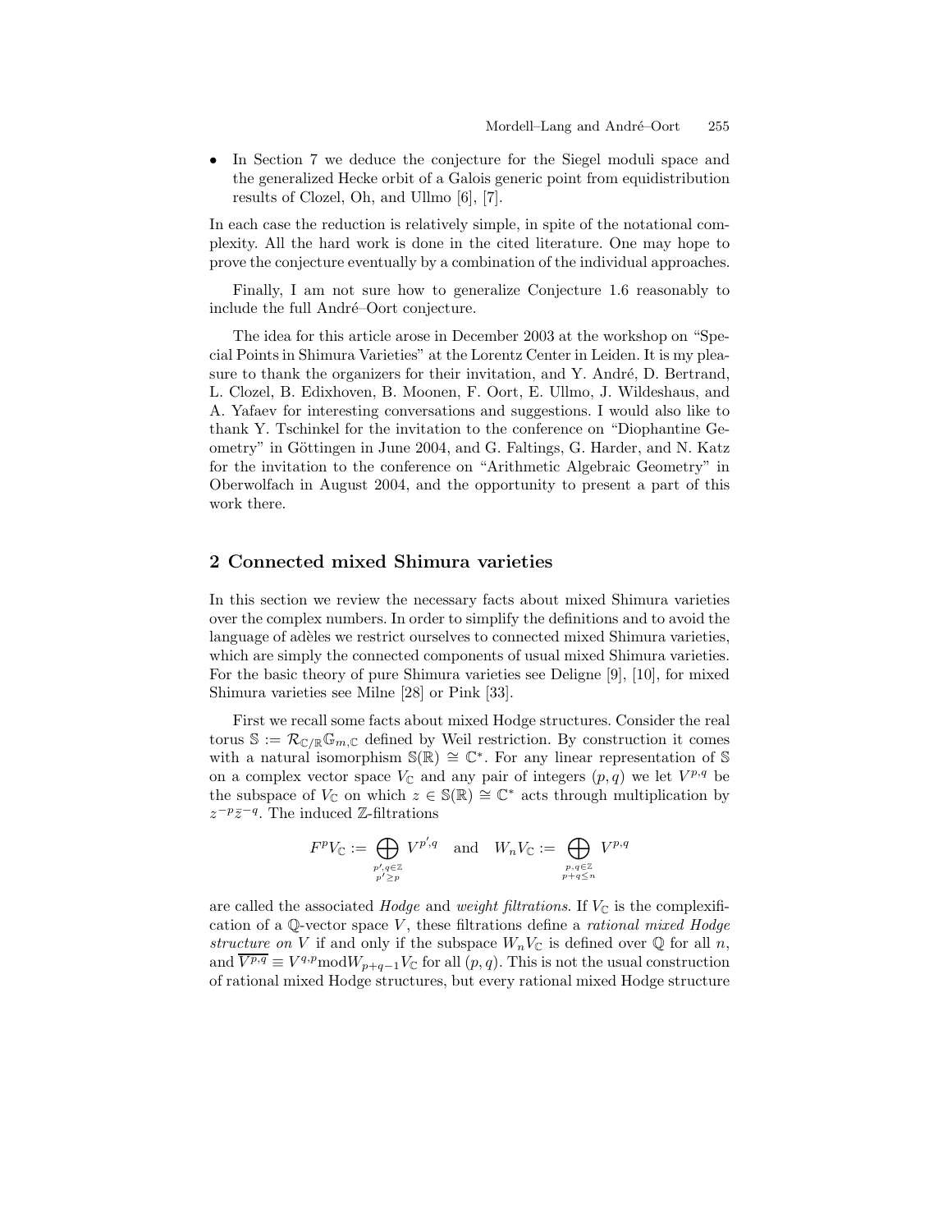- In Section 7 we deduce the conjecture for the Siegel moduli space and the generalized Hecke orbit of a Galois generic point from equidistribution results of Clozel, Oh, and Ullmo [6], [7].

In each case the reduction is relatively simple, in spite of the notational complexity. All the hard work is done in the cited literature. One may hope to prove the conjecture eventually by a combination of the individual approaches.

Finally, I am not sure how to generalize Conjecture 1.6 reasonably to include the full André–Oort conjecture.

The idea for this article arose in December 2003 at the workshop on "Special Points in Shimura Varieties" at the Lorentz Center in Leiden. It is my pleasure to thank the organizers for their invitation, and Y. André, D. Bertrand, L. Clozel, B. Edixhoven, B. Moonen, F. Oort, E. Ullmo, J. Wildeshaus, and A. Yafaev for interesting conversations and suggestions. I would also like to thank Y. Tschinkel for the invitation to the conference on "Diophantine Geometry" in Göttingen in June 2004, and G. Faltings, G. Harder, and N. Katz for the invitation to the conference on "Arithmetic Algebraic Geometry" in Oberwolfach in August 2004, and the opportunity to present a part of this work there.

## 2 Connected mixed Shimura varieties

In this section we review the necessary facts about mixed Shimura varieties over the complex numbers. In order to simplify the definitions and to avoid the language of adèles we restrict ourselves to connected mixed Shimura varieties, which are simply the connected components of usual mixed Shimura varieties. For the basic theory of pure Shimura varieties see Deligne [9], [10], for mixed Shimura varieties see Milne [28] or Pink [33].

First we recall some facts about mixed Hodge structures. Consider the real torus $\mathbb{S} := \mathcal{R}_{\mathbb{C}/\mathbb{R}}\mathbb{G}_{m,\mathbb{C}}$ defined by Weil restriction. By construction it comes with a natural isomorphism $\mathbb{S}(\mathbb{R}) \cong \mathbb{C}^*$. For any linear representation of $\mathbb{S}$ on a complex vector space $V_\mathbb{C}$ and any pair of integers $(p,q)$ we let $V^{p,q}$ be the subspace of $V_\mathbb{C}$ on which $z \in \mathbb{S}(\mathbb{R}) \cong \mathbb{C}^*$ acts through multiplication by $z^{-p}\bar{z}^{-q}$. The induced $\mathbb{Z}$-filtrations

$$F^p V_\mathbb{C} := \bigoplus_{\substack{p',q\in\mathbb{Z}\\ p'\geq p}} V^{p',q} \quad \text{and} \quad W_n V_\mathbb{C} := \bigoplus_{\substack{p,q\in\mathbb{Z}\\ p+q\leq n}} V^{p,q}$$

are called the associated *Hodge* and *weight filtrations*. If $V_\mathbb{C}$ is the complexification of a $\mathbb{Q}$-vector space $V$, these filtrations define a *rational mixed Hodge structure on* $V$ if and only if the subspace $W_n V_\mathbb{C}$ is defined over $\mathbb{Q}$ for all $n$, and $\overline{V^{p,q}} \equiv V^{q,p} \bmod W_{p+q-1}V_\mathbb{C}$ for all $(p,q)$. This is not the usual construction of rational mixed Hodge structures, but every rational mixed Hodge structure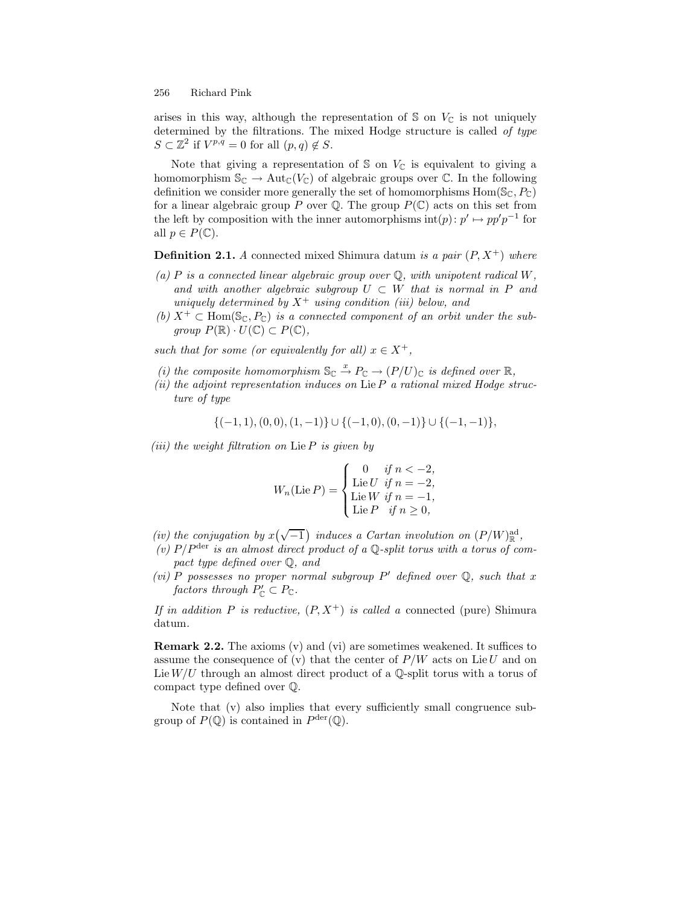arises in this way, although the representation of $\mathbb{S}$ on $V_{\mathbb{C}}$ is not uniquely determined by the filtrations. The mixed Hodge structure is called *of type* $S \subset \mathbb{Z}^2$ if $V^{p,q} = 0$ for all $(p,q) \notin S$.

Note that giving a representation of $\mathbb{S}$ on $V_{\mathbb{C}}$ is equivalent to giving a homomorphism $\mathbb{S}_{\mathbb{C}} \to \mathrm{Aut}_{\mathbb{C}}(V_{\mathbb{C}})$ of algebraic groups over $\mathbb{C}$. In the following definition we consider more generally the set of homomorphisms $\mathrm{Hom}(\mathbb{S}_{\mathbb{C}}, P_{\mathbb{C}})$ for a linear algebraic group $P$ over $\mathbb{Q}$. The group $P(\mathbb{C})$ acts on this set from the left by composition with the inner automorphisms $\mathrm{int}(p)\colon p' \mapsto pp'p^{-1}$ for all $p \in P(\mathbb{C})$.

**Definition 2.1.** *A* connected mixed Shimura datum *is a pair* $(P, X^+)$ *where*

*(a)* $P$ *is a connected linear algebraic group over* $\mathbb{Q}$*, with unipotent radical* $W$*, and with another algebraic subgroup* $U \subset W$ *that is normal in* $P$ *and uniquely determined by* $X^+$ *using condition (iii) below, and*

*(b)* $X^+ \subset \mathrm{Hom}(\mathbb{S}_{\mathbb{C}}, P_{\mathbb{C}})$ *is a connected component of an orbit under the subgroup* $P(\mathbb{R}) \cdot U(\mathbb{C}) \subset P(\mathbb{C})$*,*

*such that for some (or equivalently for all)* $x \in X^+$*,*

*(i) the composite homomorphism* $\mathbb{S}_{\mathbb{C}} \xrightarrow{x} P_{\mathbb{C}} \to (P/U)_{\mathbb{C}}$ *is defined over* $\mathbb{R}$*,*

*(ii) the adjoint representation induces on* $\mathrm{Lie}\, P$ *a rational mixed Hodge structure of type*

$$\{(-1,1),(0,0),(1,-1)\} \cup \{(-1,0),(0,-1)\} \cup \{(-1,-1)\},$$

*(iii) the weight filtration on* $\mathrm{Lie}\, P$ *is given by*

$$W_n(\mathrm{Lie}\, P) = \begin{cases} 0 & \text{if } n < -2, \\ \mathrm{Lie}\, U & \text{if } n = -2, \\ \mathrm{Lie}\, W & \text{if } n = -1, \\ \mathrm{Lie}\, P & \text{if } n \geq 0, \end{cases}$$

*(iv) the conjugation by* $x(\sqrt{-1})$ *induces a Cartan involution on* $(P/W)^{\mathrm{ad}}_{\mathbb{R}}$*,*

*(v)* $P/P^{\mathrm{der}}$ *is an almost direct product of a* $\mathbb{Q}$*-split torus with a torus of compact type defined over* $\mathbb{Q}$*, and*

*(vi)* $P$ *possesses no proper normal subgroup* $P'$ *defined over* $\mathbb{Q}$*, such that* $x$ *factors through* $P'_{\mathbb{C}} \subset P_{\mathbb{C}}$*.*

*If in addition* $P$ *is reductive,* $(P, X^+)$ *is called a* connected (pure) Shimura datum*.*

**Remark 2.2.** The axioms (v) and (vi) are sometimes weakened. It suffices to assume the consequence of (v) that the center of $P/W$ acts on $\mathrm{Lie}\, U$ and on $\mathrm{Lie}\, W/U$ through an almost direct product of a $\mathbb{Q}$-split torus with a torus of compact type defined over $\mathbb{Q}$.

Note that (v) also implies that every sufficiently small congruence subgroup of $P(\mathbb{Q})$ is contained in $P^{\mathrm{der}}(\mathbb{Q})$.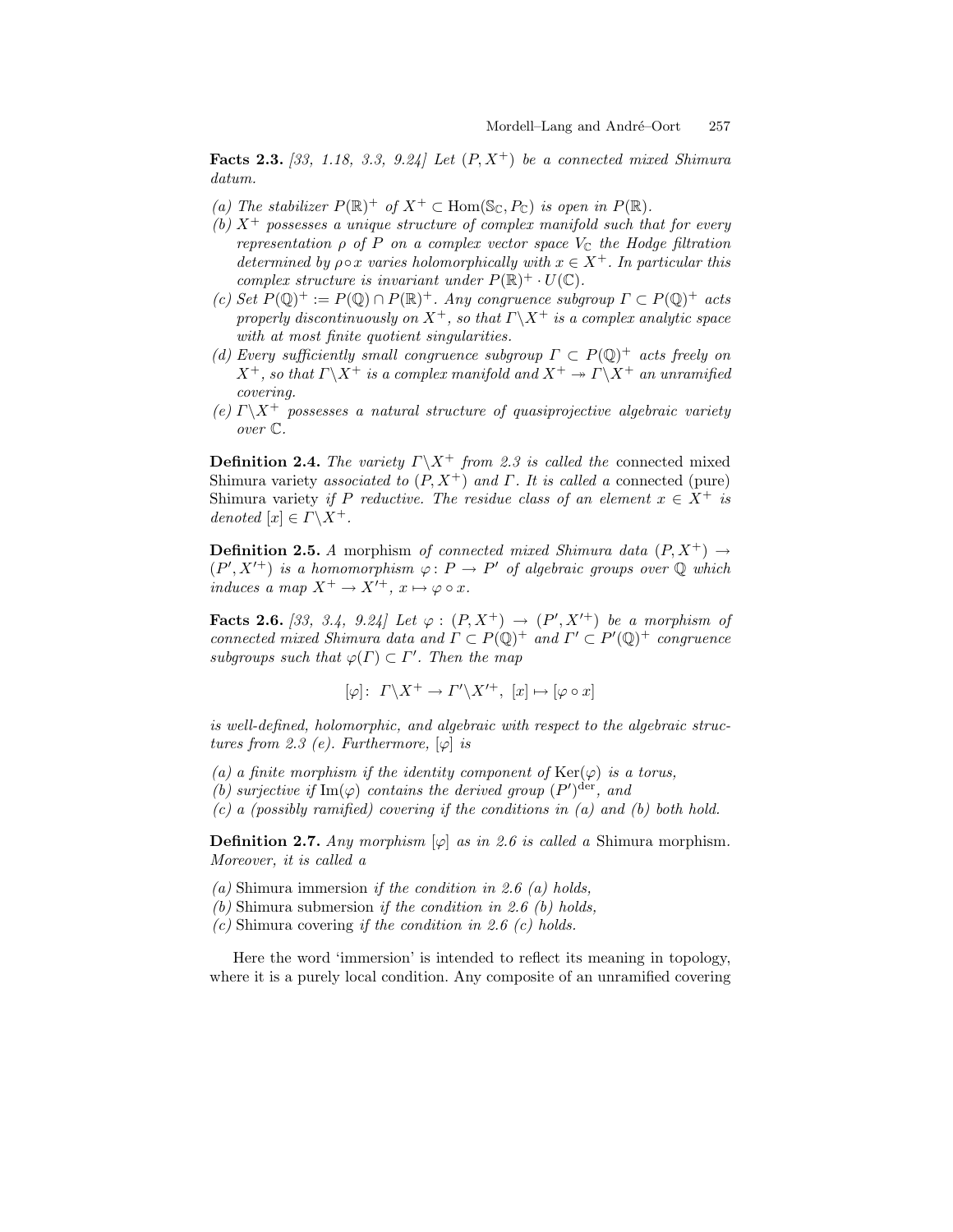**Facts 2.3.** *[33, 1.18, 3.3, 9.24] Let $(P, X^+)$ be a connected mixed Shimura datum.*

*(a) The stabilizer $P(\mathbb{R})^+$ of $X^+ \subset \mathrm{Hom}(\mathbb{S}_\mathbb{C}, P_\mathbb{C})$ is open in $P(\mathbb{R})$.*

*(b) $X^+$ possesses a unique structure of complex manifold such that for every representation $\rho$ of $P$ on a complex vector space $V_\mathbb{C}$ the Hodge filtration determined by $\rho \circ x$ varies holomorphically with $x \in X^+$. In particular this complex structure is invariant under $P(\mathbb{R})^+ \cdot U(\mathbb{C})$.*

*(c) Set $P(\mathbb{Q})^+ := P(\mathbb{Q}) \cap P(\mathbb{R})^+$. Any congruence subgroup $\Gamma \subset P(\mathbb{Q})^+$ acts properly discontinuously on $X^+$, so that $\Gamma\backslash X^+$ is a complex analytic space with at most finite quotient singularities.*

*(d) Every sufficiently small congruence subgroup $\Gamma \subset P(\mathbb{Q})^+$ acts freely on $X^+$, so that $\Gamma\backslash X^+$ is a complex manifold and $X^+ \twoheadrightarrow \Gamma\backslash X^+$ an unramified covering.*

*(e) $\Gamma\backslash X^+$ possesses a natural structure of quasiprojective algebraic variety over $\mathbb{C}$.*

**Definition 2.4.** *The variety $\Gamma\backslash X^+$ from 2.3 is called the* connected mixed Shimura variety *associated to $(P, X^+)$ and $\Gamma$. It is called a* connected (pure) Shimura variety *if $P$ reductive. The residue class of an element $x \in X^+$ is denoted $[x] \in \Gamma\backslash X^+$.*

**Definition 2.5.** *A* morphism *of connected mixed Shimura data $(P, X^+) \to (P', X'^+)$ is a homomorphism $\varphi\colon P \to P'$ of algebraic groups over $\mathbb{Q}$ which induces a map $X^+ \to X'^+$, $x \mapsto \varphi \circ x$.*

**Facts 2.6.** *[33, 3.4, 9.24] Let $\varphi : (P, X^+) \to (P', X'^+)$ be a morphism of connected mixed Shimura data and $\Gamma \subset P(\mathbb{Q})^+$ and $\Gamma' \subset P'(\mathbb{Q})^+$ congruence subgroups such that $\varphi(\Gamma) \subset \Gamma'$. Then the map*

$$[\varphi]\colon\ \Gamma\backslash X^+ \to \Gamma'\backslash X'^+,\ [x] \mapsto [\varphi \circ x]$$

*is well-defined, holomorphic, and algebraic with respect to the algebraic structures from 2.3 (e). Furthermore, $[\varphi]$ is*

*(a) a finite morphism if the identity component of $\mathrm{Ker}(\varphi)$ is a torus,*

*(b) surjective if $\mathrm{Im}(\varphi)$ contains the derived group $(P')^{\mathrm{der}}$, and*

*(c) a (possibly ramified) covering if the conditions in (a) and (b) both hold.*

**Definition 2.7.** *Any morphism $[\varphi]$ as in 2.6 is called a* Shimura morphism*. Moreover, it is called a*

*(a)* Shimura immersion *if the condition in 2.6 (a) holds,*

*(b)* Shimura submersion *if the condition in 2.6 (b) holds,*

*(c)* Shimura covering *if the condition in 2.6 (c) holds.*

Here the word 'immersion' is intended to reflect its meaning in topology, where it is a purely local condition. Any composite of an unramified covering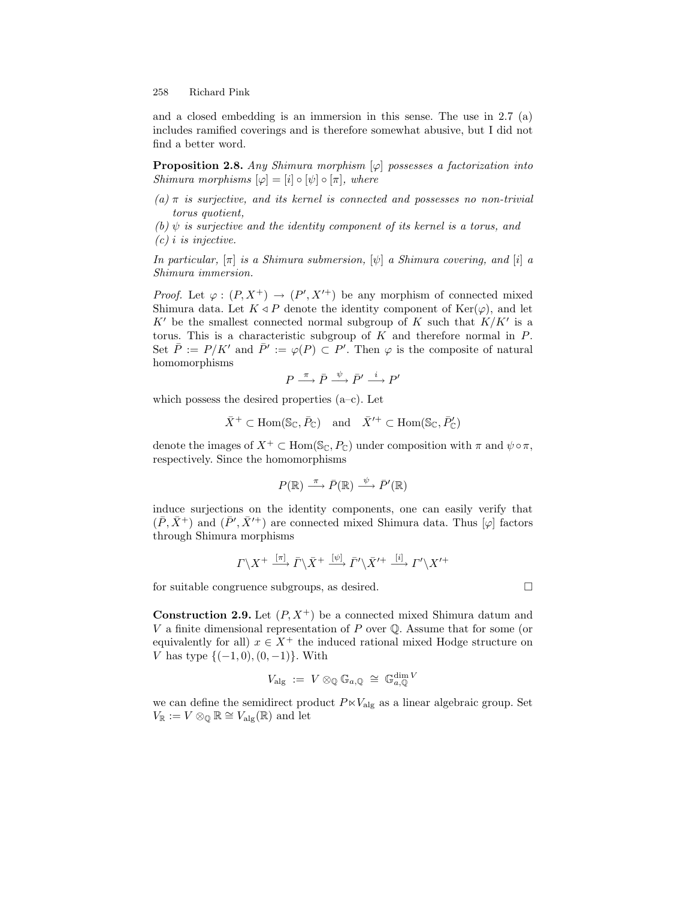and a closed embedding is an immersion in this sense. The use in 2.7 (a) includes ramified coverings and is therefore somewhat abusive, but I did not find a better word.

**Proposition 2.8.** *Any Shimura morphism $[\varphi]$ possesses a factorization into Shimura morphisms $[\varphi] = [i] \circ [\psi] \circ [\pi]$, where*

*(a) $\pi$ is surjective, and its kernel is connected and possesses no non-trivial torus quotient,*
*(b) $\psi$ is surjective and the identity component of its kernel is a torus, and*
*(c) $i$ is injective.*

*In particular, $[\pi]$ is a Shimura submersion, $[\psi]$ a Shimura covering, and $[i]$ a Shimura immersion.*

*Proof.* Let $\varphi : (P, X^+) \to (P', X'^+)$ be any morphism of connected mixed Shimura data. Let $K \lhd P$ denote the identity component of $\mathrm{Ker}(\varphi)$, and let $K'$ be the smallest connected normal subgroup of $K$ such that $K/K'$ is a torus. This is a characteristic subgroup of $K$ and therefore normal in $P$. Set $\bar{P} := P/K'$ and $\bar{P}' := \varphi(P) \subset P'$. Then $\varphi$ is the composite of natural homomorphisms

$$P \xrightarrow{\pi} \bar{P} \xrightarrow{\psi} \bar{P}' \xrightarrow{i} P'$$

which possess the desired properties (a–c). Let

$$\bar{X}^+ \subset \mathrm{Hom}(\mathbb{S}_{\mathbb{C}}, \bar{P}_{\mathbb{C}}) \quad \text{and} \quad \bar{X}'^+ \subset \mathrm{Hom}(\mathbb{S}_{\mathbb{C}}, \bar{P}'_{\mathbb{C}})$$

denote the images of $X^+ \subset \mathrm{Hom}(\mathbb{S}_{\mathbb{C}}, P_{\mathbb{C}})$ under composition with $\pi$ and $\psi \circ \pi$, respectively. Since the homomorphisms

$$P(\mathbb{R}) \xrightarrow{\pi} \bar{P}(\mathbb{R}) \xrightarrow{\psi} \bar{P}'(\mathbb{R})$$

induce surjections on the identity components, one can easily verify that $(\bar{P}, \bar{X}^+)$ and $(\bar{P}', \bar{X}'^+)$ are connected mixed Shimura data. Thus $[\varphi]$ factors through Shimura morphisms

$$\Gamma \backslash X^+ \xrightarrow{[\pi]} \bar{\Gamma} \backslash \bar{X}^+ \xrightarrow{[\psi]} \bar{\Gamma}' \backslash \bar{X}'^+ \xrightarrow{[i]} \Gamma' \backslash X'^+$$

for suitable congruence subgroups, as desired. □

**Construction 2.9.** Let $(P, X^+)$ be a connected mixed Shimura datum and $V$ a finite dimensional representation of $P$ over $\mathbb{Q}$. Assume that for some (or equivalently for all) $x \in X^+$ the induced rational mixed Hodge structure on $V$ has type $\{(-1, 0), (0, -1)\}$. With

$$V_{\mathrm{alg}} := V \otimes_{\mathbb{Q}} \mathbb{G}_{a,\mathbb{Q}} \cong \mathbb{G}_{a,\mathbb{Q}}^{\dim V}$$

we can define the semidirect product $P \ltimes V_{\mathrm{alg}}$ as a linear algebraic group. Set $V_{\mathbb{R}} := V \otimes_{\mathbb{Q}} \mathbb{R} \cong V_{\mathrm{alg}}(\mathbb{R})$ and let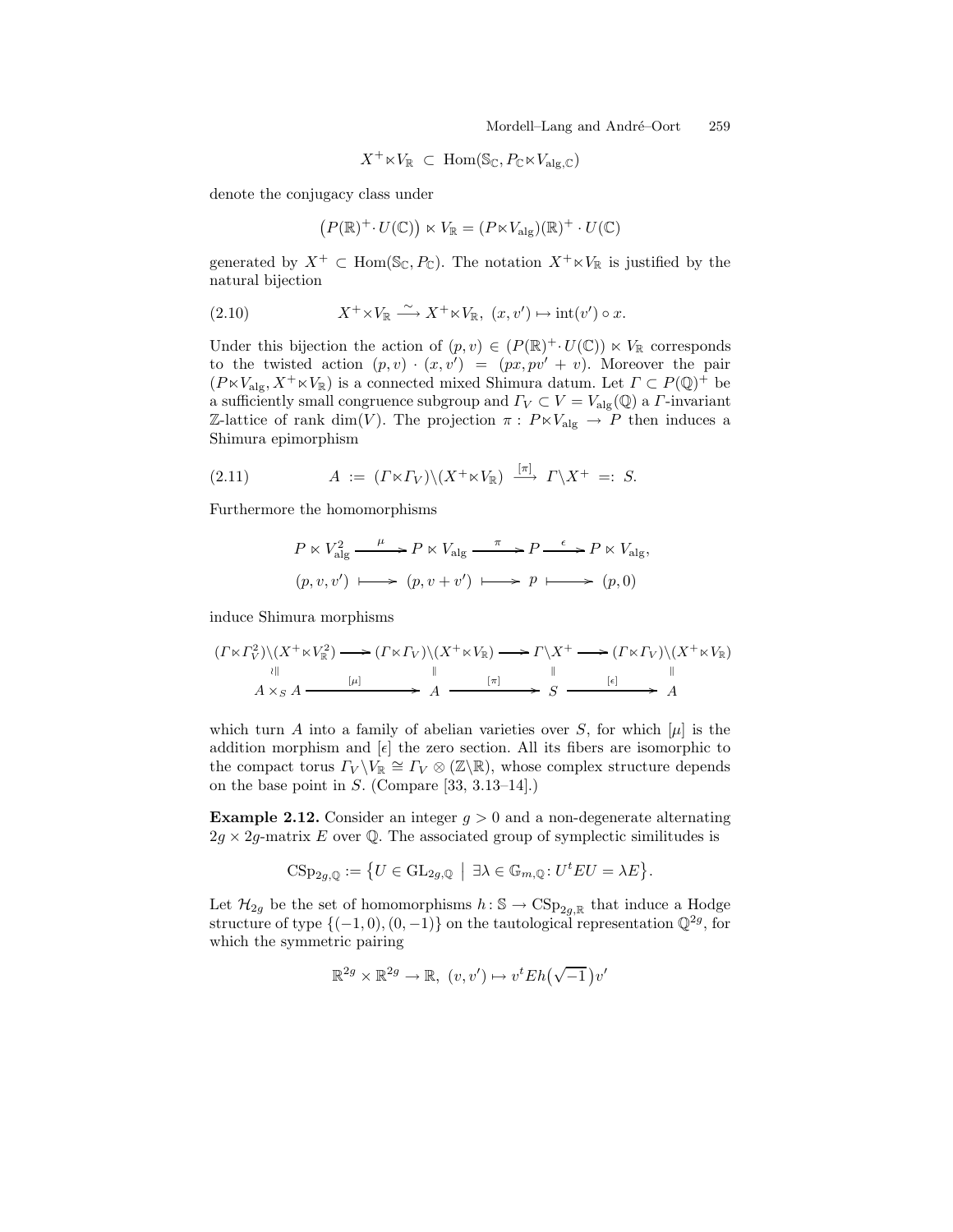$$X^+ \ltimes V_{\mathbb{R}} \ \subset\ \mathrm{Hom}(\mathbb{S}_{\mathbb{C}}, P_{\mathbb{C}} \ltimes V_{\mathrm{alg},\mathbb{C}})$$

denote the conjugacy class under

$$\big(P(\mathbb{R})^+ \cdot U(\mathbb{C})\big) \ltimes V_{\mathbb{R}} = (P \ltimes V_{\mathrm{alg}})(\mathbb{R})^+ \cdot U(\mathbb{C})$$

generated by $X^+ \subset \mathrm{Hom}(\mathbb{S}_{\mathbb{C}}, P_{\mathbb{C}})$. The notation $X^+ \ltimes V_{\mathbb{R}}$ is justified by the natural bijection

$$X^+ \times V_{\mathbb{R}} \xrightarrow{\ \sim\ } X^+ \ltimes V_{\mathbb{R}},\ (x, v') \mapsto \mathrm{int}(v') \circ x. \tag{2.10}$$

Under this bijection the action of $(p, v) \in (P(\mathbb{R})^+ \cdot U(\mathbb{C})) \ltimes V_{\mathbb{R}}$ corresponds to the twisted action $(p, v) \cdot (x, v') = (px, pv' + v)$. Moreover the pair $(P \ltimes V_{\mathrm{alg}}, X^+ \ltimes V_{\mathbb{R}})$ is a connected mixed Shimura datum. Let $\Gamma \subset P(\mathbb{Q})^+$ be a sufficiently small congruence subgroup and $\Gamma_V \subset V = V_{\mathrm{alg}}(\mathbb{Q})$ a $\Gamma$-invariant $\mathbb{Z}$-lattice of rank $\dim(V)$. The projection $\pi : P \ltimes V_{\mathrm{alg}} \to P$ then induces a Shimura epimorphism

$$A \ :=\ (\Gamma \ltimes \Gamma_V)\backslash(X^+ \ltimes V_{\mathbb{R}}) \ \xrightarrow{[\pi]}\ \Gamma\backslash X^+ \ =:\ S. \tag{2.11}$$

Furthermore the homomorphisms

$$\begin{array}{ccccccc}
P \ltimes V_{\mathrm{alg}}^2 & \xrightarrow{\ \mu\ } & P \ltimes V_{\mathrm{alg}} & \xrightarrow{\ \pi\ } & P & \xrightarrow{\ \epsilon\ } & P \ltimes V_{\mathrm{alg}}, \\
(p, v, v') & \longmapsto & (p, v + v') & \longmapsto & p & \longmapsto & (p, 0)
\end{array}$$

induce Shimura morphisms

$$\begin{array}{ccccccc}
(\Gamma \ltimes \Gamma_V^2)\backslash(X^+ \ltimes V_{\mathbb{R}}^2) & \longrightarrow & (\Gamma \ltimes \Gamma_V)\backslash(X^+ \ltimes V_{\mathbb{R}}) & \longrightarrow & \Gamma\backslash X^+ & \longrightarrow & (\Gamma \ltimes \Gamma_V)\backslash(X^+ \ltimes V_{\mathbb{R}}) \\
\wr\| & & \| & & \| & & \| \\
A \times_S A & \xrightarrow{\quad [\mu] \quad} & A & \xrightarrow{\quad [\pi] \quad} & S & \xrightarrow{\quad [\epsilon] \quad} & A
\end{array}$$

which turn $A$ into a family of abelian varieties over $S$, for which $[\mu]$ is the addition morphism and $[\epsilon]$ the zero section. All its fibers are isomorphic to the compact torus $\Gamma_V\backslash V_{\mathbb{R}} \cong \Gamma_V \otimes (\mathbb{Z}\backslash\mathbb{R})$, whose complex structure depends on the base point in $S$. (Compare [33, 3.13–14].)

**Example 2.12.** Consider an integer $g > 0$ and a non-degenerate alternating $2g \times 2g$-matrix $E$ over $\mathbb{Q}$. The associated group of symplectic similitudes is

$$\mathrm{CSp}_{2g,\mathbb{Q}} := \big\{U \in \mathrm{GL}_{2g,\mathbb{Q}} \ \big|\ \exists \lambda \in \mathbb{G}_{m,\mathbb{Q}} \colon U^t E U = \lambda E\big\}.$$

Let $\mathcal{H}_{2g}$ be the set of homomorphisms $h \colon \mathbb{S} \to \mathrm{CSp}_{2g,\mathbb{R}}$ that induce a Hodge structure of type $\{(-1, 0), (0, -1)\}$ on the tautological representation $\mathbb{Q}^{2g}$, for which the symmetric pairing

$$\mathbb{R}^{2g} \times \mathbb{R}^{2g} \to \mathbb{R},\ (v, v') \mapsto v^t E h\big(\sqrt{-1}\big) v'$$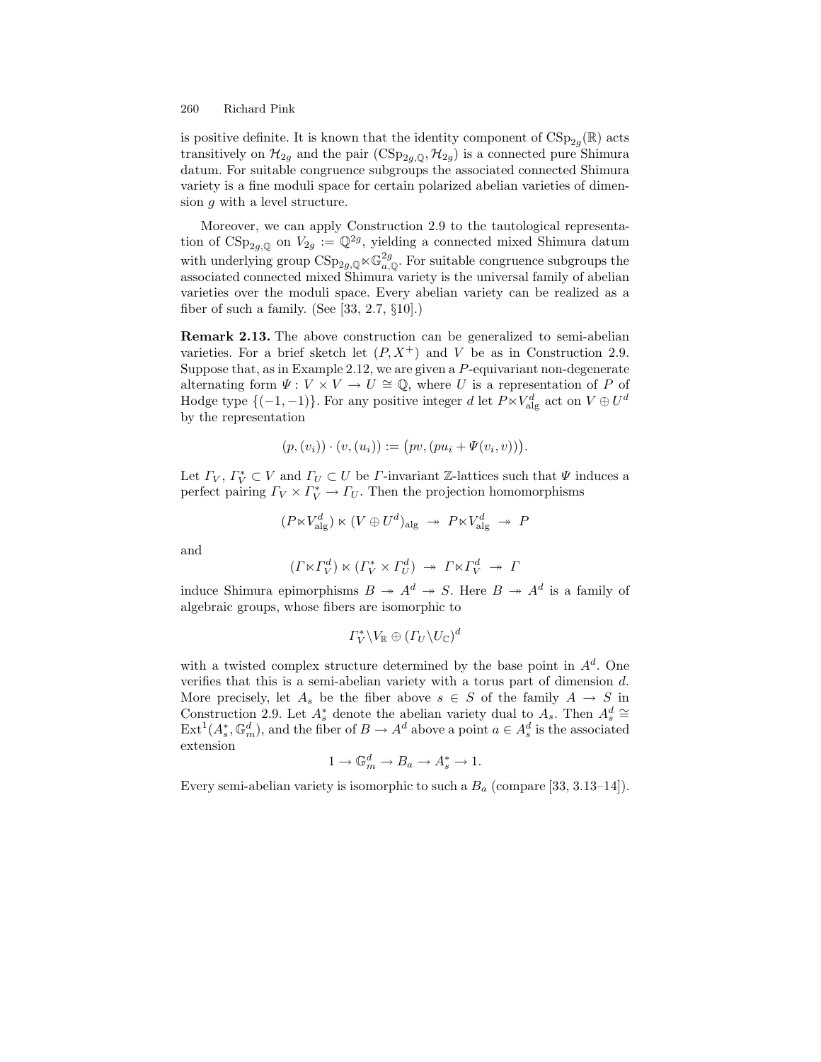is positive definite. It is known that the identity component of $\mathrm{CSp}_{2g}(\mathbb{R})$ acts transitively on $\mathcal{H}_{2g}$ and the pair $(\mathrm{CSp}_{2g,\mathbb{Q}}, \mathcal{H}_{2g})$ is a connected pure Shimura datum. For suitable congruence subgroups the associated connected Shimura variety is a fine moduli space for certain polarized abelian varieties of dimension $g$ with a level structure.

Moreover, we can apply Construction 2.9 to the tautological representation of $\mathrm{CSp}_{2g,\mathbb{Q}}$ on $V_{2g} := \mathbb{Q}^{2g}$, yielding a connected mixed Shimura datum with underlying group $\mathrm{CSp}_{2g,\mathbb{Q}} \ltimes \mathbb{G}_{a,\mathbb{Q}}^{2g}$. For suitable congruence subgroups the associated connected mixed Shimura variety is the universal family of abelian varieties over the moduli space. Every abelian variety can be realized as a fiber of such a family. (See [33, 2.7, §10].)

**Remark 2.13.** The above construction can be generalized to semi-abelian varieties. For a brief sketch let $(P, X^+)$ and $V$ be as in Construction 2.9. Suppose that, as in Example 2.12, we are given a $P$-equivariant non-degenerate alternating form $\Psi : V \times V \to U \cong \mathbb{Q}$, where $U$ is a representation of $P$ of Hodge type $\{(-1,-1)\}$. For any positive integer $d$ let $P \ltimes V_{\mathrm{alg}}^d$ act on $V \oplus U^d$ by the representation

$$(p, (v_i)) \cdot (v, (u_i)) := \big(pv, (pu_i + \Psi(v_i, v))\big).$$

Let $\Gamma_V$, $\Gamma_V^* \subset V$ and $\Gamma_U \subset U$ be $\Gamma$-invariant $\mathbb{Z}$-lattices such that $\Psi$ induces a perfect pairing $\Gamma_V \times \Gamma_V^* \to \Gamma_U$. Then the projection homomorphisms

$$(P \ltimes V_{\mathrm{alg}}^d) \ltimes (V \oplus U^d)_{\mathrm{alg}} \twoheadrightarrow P \ltimes V_{\mathrm{alg}}^d \twoheadrightarrow P$$

and

$$(\Gamma \ltimes \Gamma_V^d) \ltimes (\Gamma_V^* \times \Gamma_U^d) \twoheadrightarrow \Gamma \ltimes \Gamma_V^d \twoheadrightarrow \Gamma$$

induce Shimura epimorphisms $B \twoheadrightarrow A^d \twoheadrightarrow S$. Here $B \twoheadrightarrow A^d$ is a family of algebraic groups, whose fibers are isomorphic to

$$\Gamma_V^* \backslash V_{\mathbb{R}} \oplus (\Gamma_U \backslash U_{\mathbb{C}})^d$$

with a twisted complex structure determined by the base point in $A^d$. One verifies that this is a semi-abelian variety with a torus part of dimension $d$. More precisely, let $A_s$ be the fiber above $s \in S$ of the family $A \to S$ in Construction 2.9. Let $A_s^*$ denote the abelian variety dual to $A_s$. Then $A_s^d \cong \mathrm{Ext}^1(A_s^*, \mathbb{G}_m^d)$, and the fiber of $B \to A^d$ above a point $a \in A_s^d$ is the associated extension

$$1 \to \mathbb{G}_m^d \to B_a \to A_s^* \to 1.$$

Every semi-abelian variety is isomorphic to such a $B_a$ (compare [33, 3.13–14]).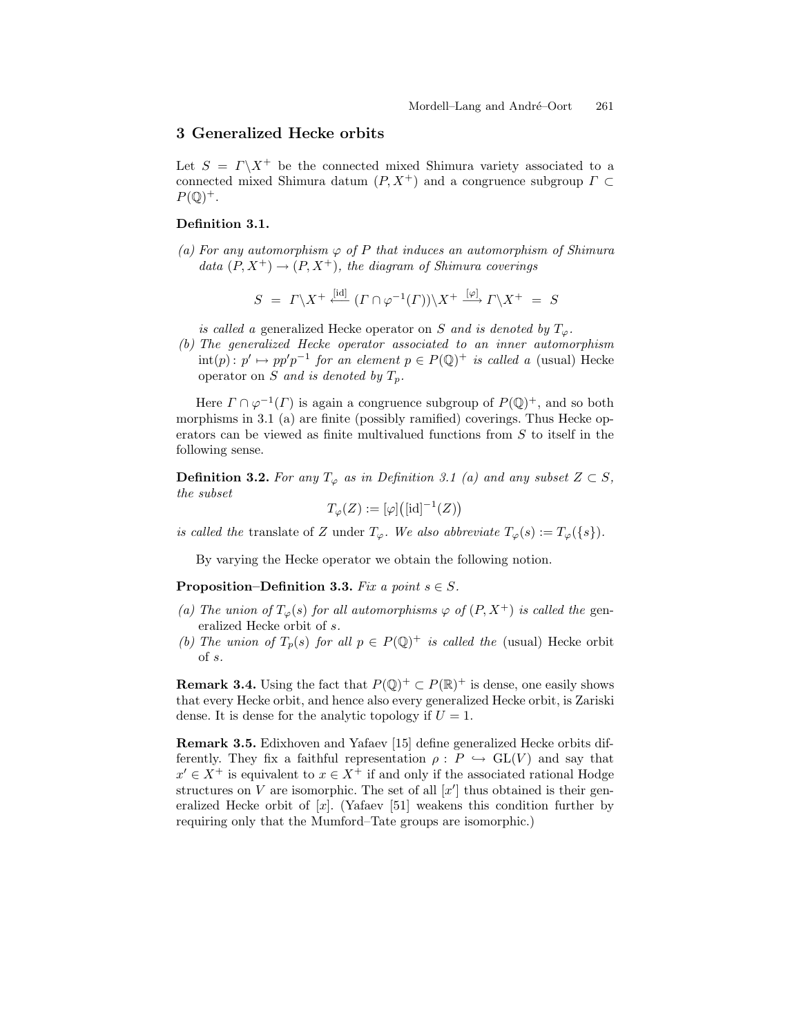## 3 Generalized Hecke orbits

Let $S = \Gamma\backslash X^+$ be the connected mixed Shimura variety associated to a connected mixed Shimura datum $(P, X^+)$ and a congruence subgroup $\Gamma \subset P(\mathbb{Q})^+$.

**Definition 3.1.**

*(a) For any automorphism $\varphi$ of $P$ that induces an automorphism of Shimura data $(P, X^+) \to (P, X^+)$, the diagram of Shimura coverings*

$$S \;=\; \Gamma\backslash X^+ \xleftarrow{[\mathrm{id}]} (\Gamma \cap \varphi^{-1}(\Gamma))\backslash X^+ \xrightarrow{[\varphi]} \Gamma\backslash X^+ \;=\; S$$

*is called a* generalized Hecke operator *on $S$ and is denoted by $T_\varphi$.*

*(b) The generalized Hecke operator associated to an inner automorphism $\mathrm{int}(p)\colon p' \mapsto pp'p^{-1}$ for an element $p \in P(\mathbb{Q})^+$ is called a* (usual) Hecke operator *on $S$ and is denoted by $T_p$.*

Here $\Gamma \cap \varphi^{-1}(\Gamma)$ is again a congruence subgroup of $P(\mathbb{Q})^+$, and so both morphisms in 3.1 (a) are finite (possibly ramified) coverings. Thus Hecke operators can be viewed as finite multivalued functions from $S$ to itself in the following sense.

**Definition 3.2.** *For any $T_\varphi$ as in Definition 3.1 (a) and any subset $Z \subset S$, the subset*

$$T_\varphi(Z) := [\varphi]\big([\mathrm{id}]^{-1}(Z)\big)$$

*is called the* translate *of $Z$ under $T_\varphi$. We also abbreviate $T_\varphi(s) := T_\varphi(\{s\})$.*

By varying the Hecke operator we obtain the following notion.

**Proposition–Definition 3.3.** *Fix a point $s \in S$.*

*(a) The union of $T_\varphi(s)$ for all automorphisms $\varphi$ of $(P, X^+)$ is called the* generalized Hecke orbit *of $s$.*

*(b) The union of $T_p(s)$ for all $p \in P(\mathbb{Q})^+$ is called the* (usual) Hecke orbit *of $s$.*

**Remark 3.4.** Using the fact that $P(\mathbb{Q})^+ \subset P(\mathbb{R})^+$ is dense, one easily shows that every Hecke orbit, and hence also every generalized Hecke orbit, is Zariski dense. It is dense for the analytic topology if $U = 1$.

**Remark 3.5.** Edixhoven and Yafaev [15] define generalized Hecke orbits differently. They fix a faithful representation $\rho : P \hookrightarrow \mathrm{GL}(V)$ and say that $x' \in X^+$ is equivalent to $x \in X^+$ if and only if the associated rational Hodge structures on $V$ are isomorphic. The set of all $[x']$ thus obtained is their generalized Hecke orbit of $[x]$. (Yafaev [51] weakens this condition further by requiring only that the Mumford–Tate groups are isomorphic.)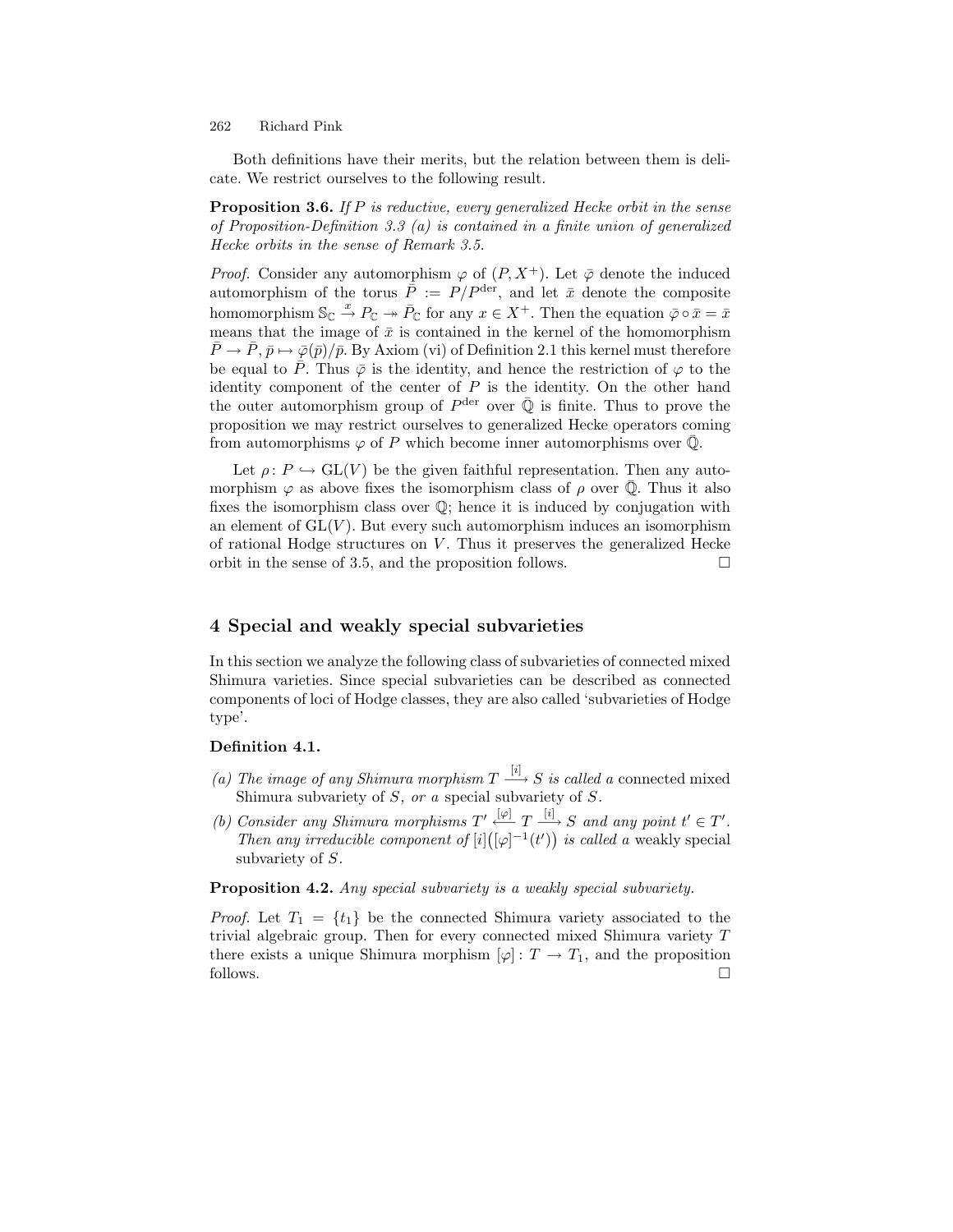Both definitions have their merits, but the relation between them is delicate. We restrict ourselves to the following result.

**Proposition 3.6.** *If $P$ is reductive, every generalized Hecke orbit in the sense of Proposition-Definition 3.3 (a) is contained in a finite union of generalized Hecke orbits in the sense of Remark 3.5.*

*Proof.* Consider any automorphism $\varphi$ of $(P, X^+)$. Let $\bar{\varphi}$ denote the induced automorphism of the torus $\bar{P} := P/P^{\mathrm{der}}$, and let $\bar{x}$ denote the composite homomorphism $\mathbb{S}_{\mathbb{C}} \xrightarrow{x} P_{\mathbb{C}} \twoheadrightarrow \bar{P}_{\mathbb{C}}$ for any $x \in X^+$. Then the equation $\bar{\varphi} \circ \bar{x} = \bar{x}$ means that the image of $\bar{x}$ is contained in the kernel of the homomorphism $\bar{P} \to \bar{P}, \bar{p} \mapsto \bar{\varphi}(\bar{p})/\bar{p}$. By Axiom (vi) of Definition 2.1 this kernel must therefore be equal to $\bar{P}$. Thus $\bar{\varphi}$ is the identity, and hence the restriction of $\varphi$ to the identity component of the center of $P$ is the identity. On the other hand the outer automorphism group of $P^{\mathrm{der}}$ over $\bar{\mathbb{Q}}$ is finite. Thus to prove the proposition we may restrict ourselves to generalized Hecke operators coming from automorphisms $\varphi$ of $P$ which become inner automorphisms over $\bar{\mathbb{Q}}$.

Let $\rho \colon P \hookrightarrow \mathrm{GL}(V)$ be the given faithful representation. Then any automorphism $\varphi$ as above fixes the isomorphism class of $\rho$ over $\bar{\mathbb{Q}}$. Thus it also fixes the isomorphism class over $\mathbb{Q}$; hence it is induced by conjugation with an element of $\mathrm{GL}(V)$. But every such automorphism induces an isomorphism of rational Hodge structures on $V$. Thus it preserves the generalized Hecke orbit in the sense of 3.5, and the proposition follows. $\square$

## 4 Special and weakly special subvarieties

In this section we analyze the following class of subvarieties of connected mixed Shimura varieties. Since special subvarieties can be described as connected components of loci of Hodge classes, they are also called 'subvarieties of Hodge type'.

**Definition 4.1.**

*(a) The image of any Shimura morphism $T \xrightarrow{[i]} S$ is called a* connected mixed Shimura subvariety *of $S$, or a* special subvariety *of $S$.*

*(b) Consider any Shimura morphisms $T' \xleftarrow{[\varphi]} T \xrightarrow{[i]} S$ and any point $t' \in T'$. Then any irreducible component of $[i]\big([\varphi]^{-1}(t')\big)$ is called a* weakly special subvariety *of $S$.*

**Proposition 4.2.** *Any special subvariety is a weakly special subvariety.*

*Proof.* Let $T_1 = \{t_1\}$ be the connected Shimura variety associated to the trivial algebraic group. Then for every connected mixed Shimura variety $T$ there exists a unique Shimura morphism $[\varphi] \colon T \to T_1$, and the proposition follows. $\square$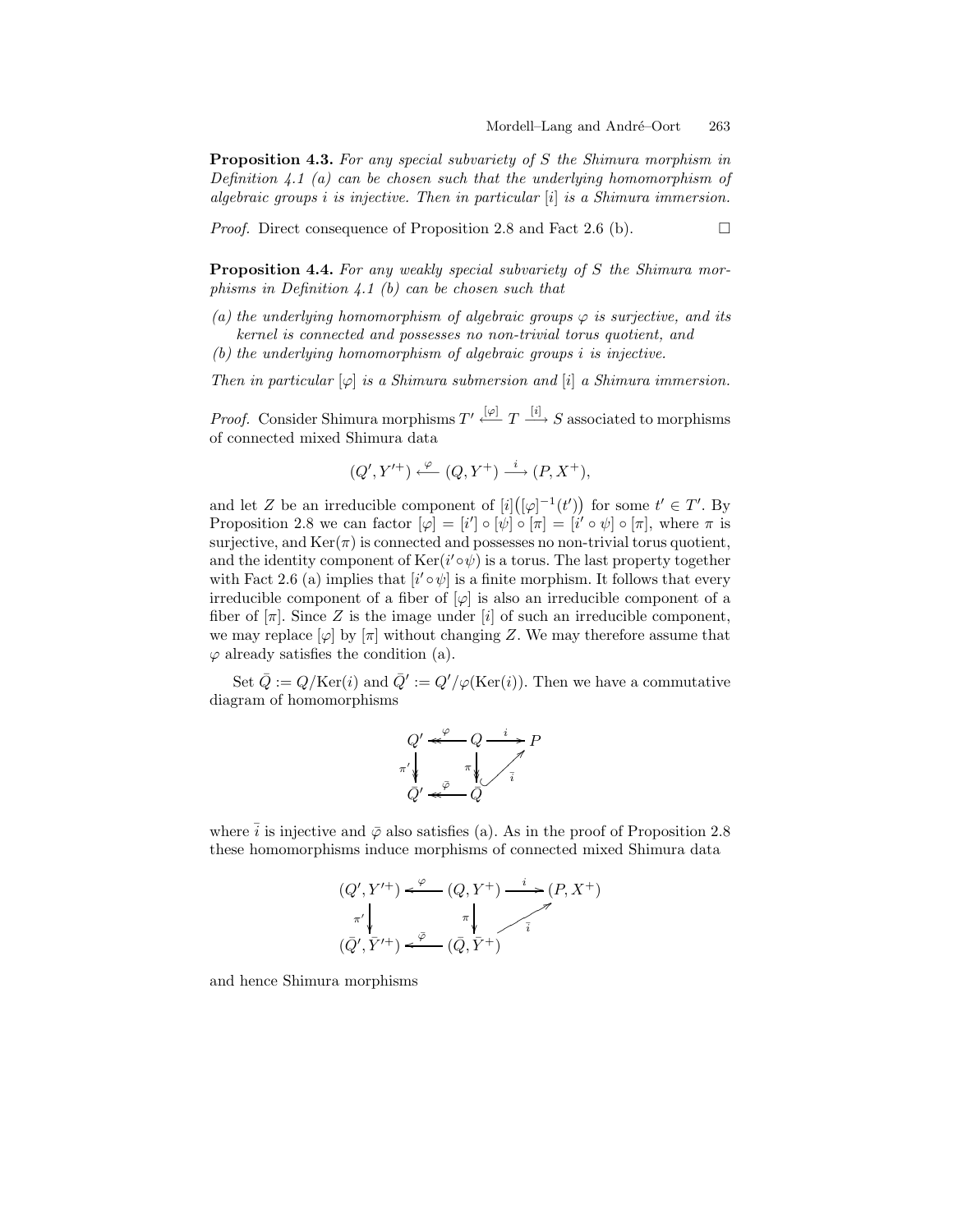**Proposition 4.3.** *For any special subvariety of $S$ the Shimura morphism in Definition 4.1 (a) can be chosen such that the underlying homomorphism of algebraic groups $i$ is injective. Then in particular $[i]$ is a Shimura immersion.*

*Proof.* Direct consequence of Proposition 2.8 and Fact 2.6 (b). $\square$

**Proposition 4.4.** *For any weakly special subvariety of $S$ the Shimura morphisms in Definition 4.1 (b) can be chosen such that*

*(a) the underlying homomorphism of algebraic groups $\varphi$ is surjective, and its kernel is connected and possesses no non-trivial torus quotient, and*
*(b) the underlying homomorphism of algebraic groups $i$ is injective.*

*Then in particular $[\varphi]$ is a Shimura submersion and $[i]$ a Shimura immersion.*

*Proof.* Consider Shimura morphisms $T' \xleftarrow{[\varphi]} T \xrightarrow{[i]} S$ associated to morphisms of connected mixed Shimura data

$$(Q', Y'^+) \xleftarrow{\varphi} (Q, Y^+) \xrightarrow{i} (P, X^+),$$

and let $Z$ be an irreducible component of $[i]\big([\varphi]^{-1}(t')\big)$ for some $t' \in T'$. By Proposition 2.8 we can factor $[\varphi] = [i'] \circ [\psi] \circ [\pi] = [i' \circ \psi] \circ [\pi]$, where $\pi$ is surjective, and $\mathrm{Ker}(\pi)$ is connected and possesses no non-trivial torus quotient, and the identity component of $\mathrm{Ker}(i' \circ \psi)$ is a torus. The last property together with Fact 2.6 (a) implies that $[i' \circ \psi]$ is a finite morphism. It follows that every irreducible component of a fiber of $[\varphi]$ is also an irreducible component of a fiber of $[\pi]$. Since $Z$ is the image under $[i]$ of such an irreducible component, we may replace $[\varphi]$ by $[\pi]$ without changing $Z$. We may therefore assume that $\varphi$ already satisfies the condition (a).

Set $\bar{Q} := Q/\mathrm{Ker}(i)$ and $\bar{Q}' := Q'/\varphi(\mathrm{Ker}(i))$. Then we have a commutative diagram of homomorphisms

$$\begin{array}{ccccc} Q' & \overset{\varphi}{\twoheadleftarrow} & Q & \xrightarrow{i} & P \\ {\scriptstyle \pi'}\downarrow & & {\scriptstyle \pi}\downarrow & \nearrow {\scriptstyle \bar{i}} & \\ \bar{Q}' & \overset{\bar{\varphi}}{\twoheadleftarrow} & \bar{Q} & & \end{array}$$

where $\bar{i}$ is injective and $\bar{\varphi}$ also satisfies (a). As in the proof of Proposition 2.8 these homomorphisms induce morphisms of connected mixed Shimura data

$$\begin{array}{ccccc} (Q', Y'^+) & \xleftarrow{\varphi} & (Q, Y^+) & \xrightarrow{i} & (P, X^+) \\ {\scriptstyle \pi'}\downarrow & & {\scriptstyle \pi}\downarrow & \nearrow {\scriptstyle \bar{i}} & \\ (\bar{Q}', \bar{Y}'^+) & \xleftarrow{\bar{\varphi}} & (\bar{Q}, \bar{Y}^+) & & \end{array}$$

and hence Shimura morphisms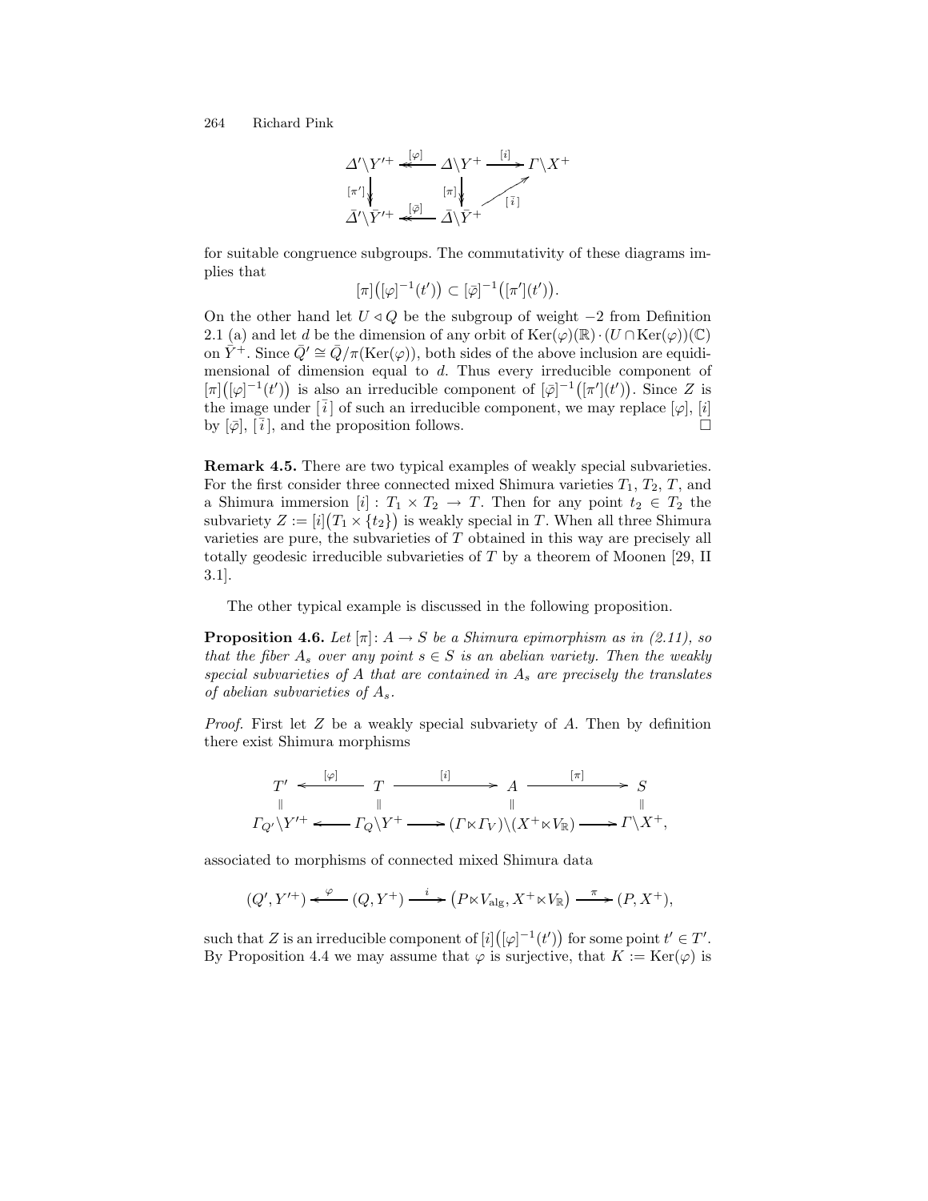$$
\begin{array}{ccccc}
\Delta'\backslash Y'^{+} & \xleftarrow{[\varphi]} & \Delta\backslash Y^{+} & \xrightarrow{[i]} & \Gamma\backslash X^{+} \\
{\scriptstyle [\pi']}\downarrow & & {\scriptstyle [\pi]}\downarrow & \nearrow{\scriptstyle [\bar{i}]} & \\
\bar{\Delta}'\backslash \bar{Y}'^{+} & \xleftarrow{[\bar{\varphi}]} & \bar{\Delta}\backslash \bar{Y}^{+} & &
\end{array}
$$

for suitable congruence subgroups. The commutativity of these diagrams implies that

$$[\pi]\big([\varphi]^{-1}(t')\big) \subset [\bar{\varphi}]^{-1}\big([\pi'](t')\big).$$

On the other hand let $U \lhd Q$ be the subgroup of weight $-2$ from Definition 2.1 (a) and let $d$ be the dimension of any orbit of $\mathrm{Ker}(\varphi)(\mathbb{R})\cdot(U\cap\mathrm{Ker}(\varphi))(\mathbb{C})$ on $\bar{Y}^{+}$. Since $\bar{Q}' \cong \bar{Q}/\pi(\mathrm{Ker}(\varphi))$, both sides of the above inclusion are equidimensional of dimension equal to $d$. Thus every irreducible component of $[\pi]\big([\varphi]^{-1}(t')\big)$ is also an irreducible component of $[\bar{\varphi}]^{-1}\big([\pi'](t')\big)$. Since $Z$ is the image under $[\bar{i}]$ of such an irreducible component, we may replace $[\varphi]$, $[i]$ by $[\bar{\varphi}]$, $[\bar{i}]$, and the proposition follows. □

**Remark 4.5.** There are two typical examples of weakly special subvarieties. For the first consider three connected mixed Shimura varieties $T_1$, $T_2$, $T$, and a Shimura immersion $[i] : T_1 \times T_2 \to T$. Then for any point $t_2 \in T_2$ the subvariety $Z := [i]\big(T_1 \times \{t_2\}\big)$ is weakly special in $T$. When all three Shimura varieties are pure, the subvarieties of $T$ obtained in this way are precisely all totally geodesic irreducible subvarieties of $T$ by a theorem of Moonen [29, II 3.1].

The other typical example is discussed in the following proposition.

**Proposition 4.6.** *Let $[\pi]\colon A \to S$ be a Shimura epimorphism as in (2.11), so that the fiber $A_s$ over any point $s \in S$ is an abelian variety. Then the weakly special subvarieties of $A$ that are contained in $A_s$ are precisely the translates of abelian subvarieties of $A_s$.*

*Proof.* First let $Z$ be a weakly special subvariety of $A$. Then by definition there exist Shimura morphisms

$$
\begin{array}{ccccccc}
T' & \xleftarrow{[\varphi]} & T & \xrightarrow{[i]} & A & \xrightarrow{[\pi]} & S \\
\| & & \| & & \| & & \| \\
\Gamma_{Q'}\backslash Y'^{+} & \longleftarrow & \Gamma_Q\backslash Y^{+} & \longrightarrow & (\Gamma\ltimes\Gamma_V)\backslash(X^{+}\ltimes V_{\mathbb{R}}) & \longrightarrow & \Gamma\backslash X^{+},
\end{array}
$$

associated to morphisms of connected mixed Shimura data

$$(Q', Y'^{+}) \xleftarrow{\varphi} (Q, Y^{+}) \xrightarrow{i} \big(P\ltimes V_{\mathrm{alg}}, X^{+}\ltimes V_{\mathbb{R}}\big) \xrightarrow{\pi} (P, X^{+}),$$

such that $Z$ is an irreducible component of $[i]\big([\varphi]^{-1}(t')\big)$ for some point $t' \in T'$. By Proposition 4.4 we may assume that $\varphi$ is surjective, that $K := \mathrm{Ker}(\varphi)$ is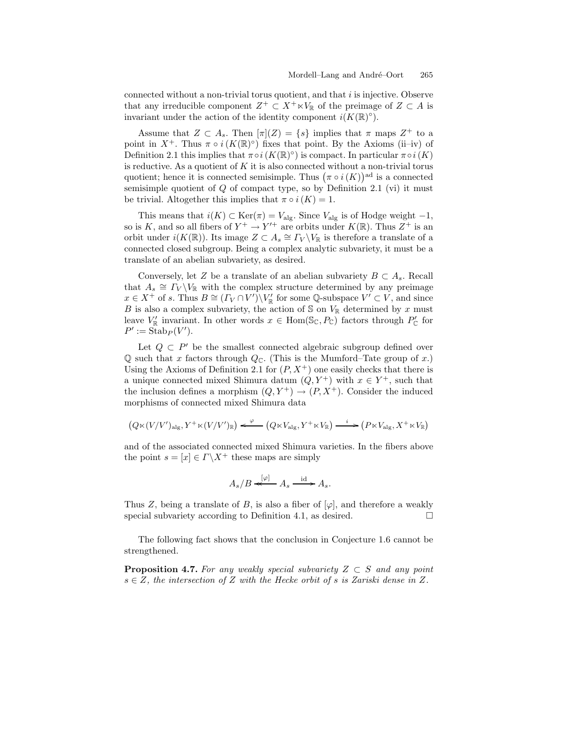connected without a non-trivial torus quotient, and that $i$ is injective. Observe that any irreducible component $Z^+ \subset X^+ \ltimes V_{\mathbb{R}}$ of the preimage of $Z \subset A$ is invariant under the action of the identity component $i(K(\mathbb{R})^\circ)$.

Assume that $Z \subset A_s$. Then $[\pi](Z) = \{s\}$ implies that $\pi$ maps $Z^+$ to a point in $X^+$. Thus $\pi \circ i\,(K(\mathbb{R})^\circ)$ fixes that point. By the Axioms (ii–iv) of Definition 2.1 this implies that $\pi \circ i\,(K(\mathbb{R})^\circ)$ is compact. In particular $\pi \circ i\,(K)$ is reductive. As a quotient of $K$ it is also connected without a non-trivial torus quotient; hence it is connected semisimple. Thus $\big(\pi \circ i\,(K)\big)^{\mathrm{ad}}$ is a connected semisimple quotient of $Q$ of compact type, so by Definition 2.1 (vi) it must be trivial. Altogether this implies that $\pi \circ i\,(K) = 1$.

This means that $i(K) \subset \mathrm{Ker}(\pi) = V_{\mathrm{alg}}$. Since $V_{\mathrm{alg}}$ is of Hodge weight $-1$, so is $K$, and so all fibers of $Y^+ \to Y'^+$ are orbits under $K(\mathbb{R})$. Thus $Z^+$ is an orbit under $i(K(\mathbb{R}))$. Its image $Z \subset A_s \cong \Gamma_V \backslash V_{\mathbb{R}}$ is therefore a translate of a connected closed subgroup. Being a complex analytic subvariety, it must be a translate of an abelian subvariety, as desired.

Conversely, let $Z$ be a translate of an abelian subvariety $B \subset A_s$. Recall that $A_s \cong \Gamma_V \backslash V_{\mathbb{R}}$ with the complex structure determined by any preimage $x \in X^+$ of $s$. Thus $B \cong (\Gamma_V \cap V')\backslash V'_{\mathbb{R}}$ for some $\mathbb{Q}$-subspace $V' \subset V$, and since $B$ is also a complex subvariety, the action of $\mathbb{S}$ on $V_{\mathbb{R}}$ determined by $x$ must leave $V'_{\mathbb{R}}$ invariant. In other words $x \in \mathrm{Hom}(\mathbb{S}_{\mathbb{C}}, P_{\mathbb{C}})$ factors through $P'_{\mathbb{C}}$ for $P' := \mathrm{Stab}_P(V')$.

Let $Q \subset P'$ be the smallest connected algebraic subgroup defined over $\mathbb{Q}$ such that $x$ factors through $Q_{\mathbb{C}}$. (This is the Mumford–Tate group of $x$.) Using the Axioms of Definition 2.1 for $(P, X^+)$ one easily checks that there is a unique connected mixed Shimura datum $(Q, Y^+)$ with $x \in Y^+$, such that the inclusion defines a morphism $(Q, Y^+) \to (P, X^+)$. Consider the induced morphisms of connected mixed Shimura data

$$\big(Q \ltimes (V/V')_{\mathrm{alg}}, Y^+ \ltimes (V/V')_{\mathbb{R}}\big) \xleftarrow{\ \varphi\ } \big(Q \ltimes V_{\mathrm{alg}}, Y^+ \ltimes V_{\mathbb{R}}\big) \xrightarrow{\ i\ } \big(P \ltimes V_{\mathrm{alg}}, X^+ \ltimes V_{\mathbb{R}}\big)$$

and of the associated connected mixed Shimura varieties. In the fibers above the point $s = [x] \in \Gamma \backslash X^+$ these maps are simply

$$A_s/B \xleftarrow{\ [\varphi]\ } A_s \xrightarrow{\ \mathrm{id}\ } A_s.$$

Thus $Z$, being a translate of $B$, is also a fiber of $[\varphi]$, and therefore a weakly special subvariety according to Definition 4.1, as desired. $\square$

The following fact shows that the conclusion in Conjecture 1.6 cannot be strengthened.

**Proposition 4.7.** *For any weakly special subvariety $Z \subset S$ and any point $s \in Z$, the intersection of $Z$ with the Hecke orbit of $s$ is Zariski dense in $Z$.*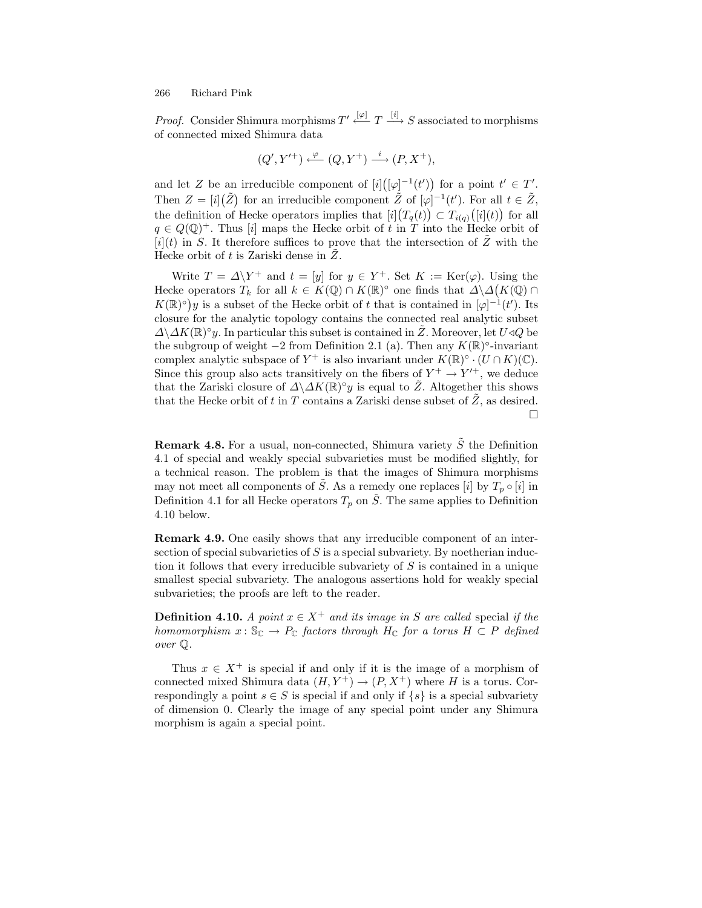*Proof.* Consider Shimura morphisms $T' \xleftarrow{[\varphi]} T \xrightarrow{[i]} S$ associated to morphisms of connected mixed Shimura data

$$(Q', Y'^+) \xleftarrow{\varphi} (Q, Y^+) \xrightarrow{i} (P, X^+),$$

and let $Z$ be an irreducible component of $[i]\big([\varphi]^{-1}(t')\big)$ for a point $t' \in T'$. Then $Z = [i]\big(\tilde{Z}\big)$ for an irreducible component $\tilde{Z}$ of $[\varphi]^{-1}(t')$. For all $t \in \tilde{Z}$, the definition of Hecke operators implies that $[i]\big(T_q(t)\big) \subset T_{i(q)}\big([i](t)\big)$ for all $q \in Q(\mathbb{Q})^+$. Thus $[i]$ maps the Hecke orbit of $t$ in $T$ into the Hecke orbit of $[i](t)$ in $S$. It therefore suffices to prove that the intersection of $\tilde{Z}$ with the Hecke orbit of $t$ is Zariski dense in $\tilde{Z}$.

Write $T = \Delta\backslash Y^+$ and $t = [y]$ for $y \in Y^+$. Set $K := \mathrm{Ker}(\varphi)$. Using the Hecke operators $T_k$ for all $k \in K(\mathbb{Q}) \cap K(\mathbb{R})^\circ$ one finds that $\Delta\backslash\Delta\big(K(\mathbb{Q}) \cap K(\mathbb{R})^\circ\big)y$ is a subset of the Hecke orbit of $t$ that is contained in $[\varphi]^{-1}(t')$. Its closure for the analytic topology contains the connected real analytic subset $\Delta\backslash\Delta K(\mathbb{R})^\circ y$. In particular this subset is contained in $\tilde{Z}$. Moreover, let $U \triangleleft Q$ be the subgroup of weight $-2$ from Definition 2.1 (a). Then any $K(\mathbb{R})^\circ$-invariant complex analytic subspace of $Y^+$ is also invariant under $K(\mathbb{R})^\circ \cdot (U \cap K)(\mathbb{C})$. Since this group also acts transitively on the fibers of $Y^+ \to Y'^+$, we deduce that the Zariski closure of $\Delta\backslash\Delta K(\mathbb{R})^\circ y$ is equal to $\tilde{Z}$. Altogether this shows that the Hecke orbit of $t$ in $T$ contains a Zariski dense subset of $\tilde{Z}$, as desired. $\square$

**Remark 4.8.** For a usual, non-connected, Shimura variety $\tilde{S}$ the Definition 4.1 of special and weakly special subvarieties must be modified slightly, for a technical reason. The problem is that the images of Shimura morphisms may not meet all components of $\tilde{S}$. As a remedy one replaces $[i]$ by $T_p \circ [i]$ in Definition 4.1 for all Hecke operators $T_p$ on $\tilde{S}$. The same applies to Definition 4.10 below.

**Remark 4.9.** One easily shows that any irreducible component of an intersection of special subvarieties of $S$ is a special subvariety. By noetherian induction it follows that every irreducible subvariety of $S$ is contained in a unique smallest special subvariety. The analogous assertions hold for weakly special subvarieties; the proofs are left to the reader.

**Definition 4.10.** *A point $x \in X^+$ and its image in $S$ are called* special *if the homomorphism $x\colon \mathbb{S}_\mathbb{C} \to P_\mathbb{C}$ factors through $H_\mathbb{C}$ for a torus $H \subset P$ defined over $\mathbb{Q}$.*

Thus $x \in X^+$ is special if and only if it is the image of a morphism of connected mixed Shimura data $(H, Y^+) \to (P, X^+)$ where $H$ is a torus. Correspondingly a point $s \in S$ is special if and only if $\{s\}$ is a special subvariety of dimension 0. Clearly the image of any special point under any Shimura morphism is again a special point.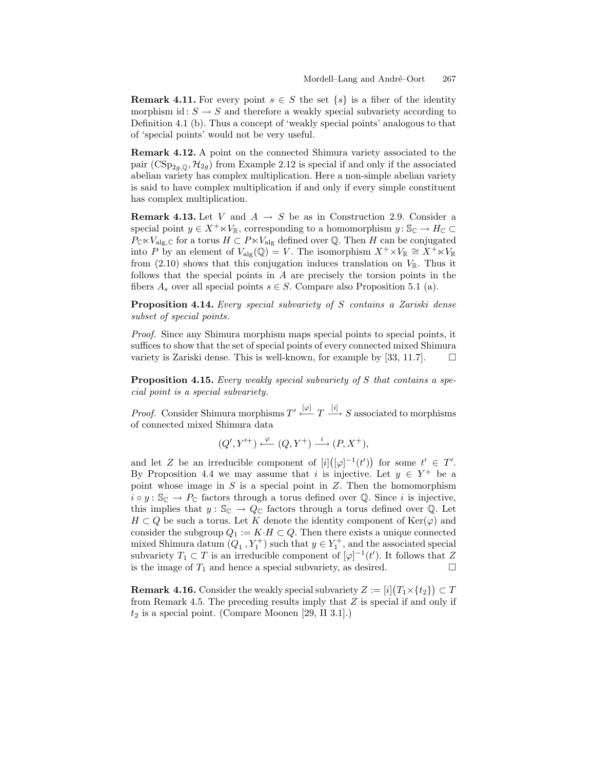**Remark 4.11.** For every point $s \in S$ the set $\{s\}$ is a fiber of the identity morphism $\mathrm{id}: S \to S$ and therefore a weakly special subvariety according to Definition 4.1 (b). Thus a concept of 'weakly special points' analogous to that of 'special points' would not be very useful.

**Remark 4.12.** A point on the connected Shimura variety associated to the pair $(\mathrm{CSp}_{2g,\mathbb{Q}}, \mathcal{H}_{2g})$ from Example 2.12 is special if and only if the associated abelian variety has complex multiplication. Here a non-simple abelian variety is said to have complex multiplication if and only if every simple constituent has complex multiplication.

**Remark 4.13.** Let $V$ and $A \to S$ be as in Construction 2.9. Consider a special point $y \in X^+ \ltimes V_{\mathbb{R}}$, corresponding to a homomorphism $y: \mathbb{S}_{\mathbb{C}} \to H_{\mathbb{C}} \subset P_{\mathbb{C}} \ltimes V_{\mathrm{alg},\mathbb{C}}$ for a torus $H \subset P \ltimes V_{\mathrm{alg}}$ defined over $\mathbb{Q}$. Then $H$ can be conjugated into $P$ by an element of $V_{\mathrm{alg}}(\mathbb{Q}) = V$. The isomorphism $X^+ \times V_{\mathbb{R}} \cong X^+ \ltimes V_{\mathbb{R}}$ from (2.10) shows that this conjugation induces translation on $V_{\mathbb{R}}$. Thus it follows that the special points in $A$ are precisely the torsion points in the fibers $A_s$ over all special points $s \in S$. Compare also Proposition 5.1 (a).

**Proposition 4.14.** *Every special subvariety of $S$ contains a Zariski dense subset of special points.*

*Proof.* Since any Shimura morphism maps special points to special points, it suffices to show that the set of special points of every connected mixed Shimura variety is Zariski dense. This is well-known, for example by [33, 11.7]. $\square$

**Proposition 4.15.** *Every weakly special subvariety of $S$ that contains a special point is a special subvariety.*

*Proof.* Consider Shimura morphisms $T' \xleftarrow{[\varphi]} T \xrightarrow{[i]} S$ associated to morphisms of connected mixed Shimura data

$$(Q', Y'^+) \xleftarrow{\ \varphi\ } (Q, Y^+) \xrightarrow{\ i\ } (P, X^+),$$

and let $Z$ be an irreducible component of $[i]\big([\varphi]^{-1}(t')\big)$ for some $t' \in T'$. By Proposition 4.4 we may assume that $i$ is injective. Let $y \in Y^+$ be a point whose image in $S$ is a special point in $Z$. Then the homomorphism $i \circ y: \mathbb{S}_{\mathbb{C}} \to P_{\mathbb{C}}$ factors through a torus defined over $\mathbb{Q}$. Since $i$ is injective, this implies that $y: \mathbb{S}_{\mathbb{C}} \to Q_{\mathbb{C}}$ factors through a torus defined over $\mathbb{Q}$. Let $H \subset Q$ be such a torus. Let $K$ denote the identity component of $\mathrm{Ker}(\varphi)$ and consider the subgroup $Q_1 := K \cdot H \subset Q$. Then there exists a unique connected mixed Shimura datum $(Q_1, Y_1^+)$ such that $y \in Y_1^+$, and the associated special subvariety $T_1 \subset T$ is an irreducible component of $[\varphi]^{-1}(t')$. It follows that $Z$ is the image of $T_1$ and hence a special subvariety, as desired. $\square$

**Remark 4.16.** Consider the weakly special subvariety $Z := [i]\big(T_1 \times \{t_2\}\big) \subset T$ from Remark 4.5. The preceding results imply that $Z$ is special if and only if $t_2$ is a special point. (Compare Moonen [29, II 3.1].)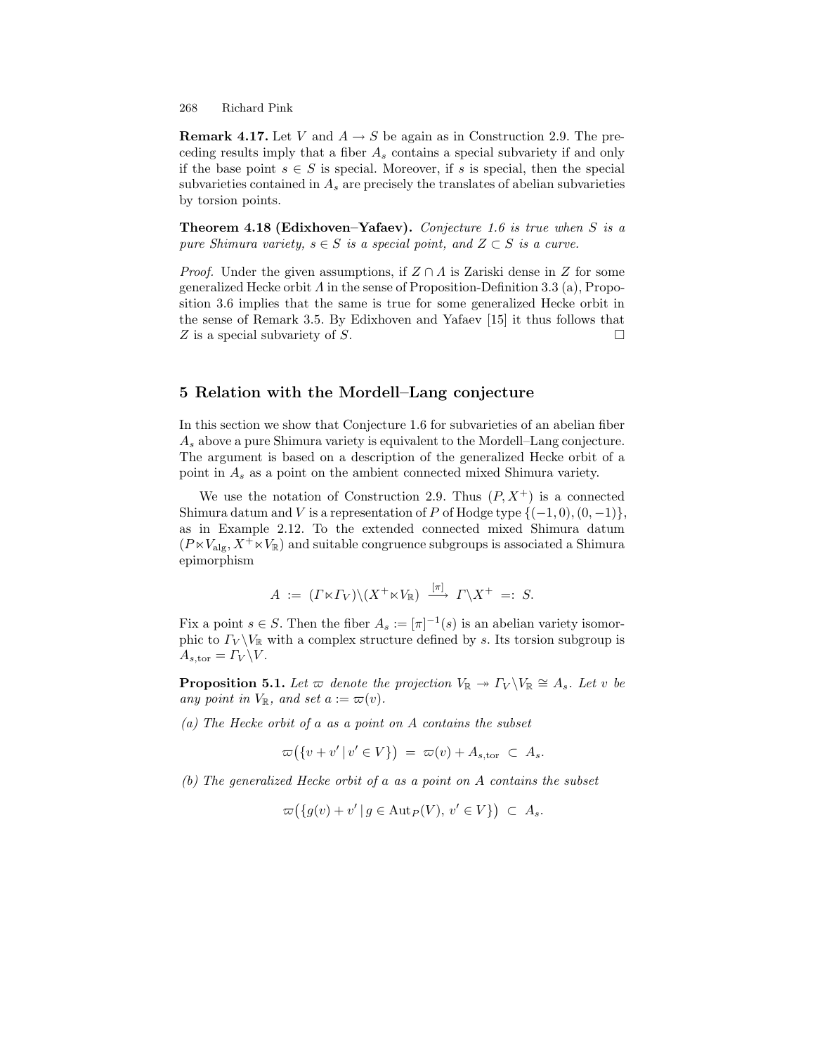**Remark 4.17.** Let $V$ and $A \to S$ be again as in Construction 2.9. The preceding results imply that a fiber $A_s$ contains a special subvariety if and only if the base point $s \in S$ is special. Moreover, if $s$ is special, then the special subvarieties contained in $A_s$ are precisely the translates of abelian subvarieties by torsion points.

**Theorem 4.18 (Edixhoven–Yafaev).** *Conjecture 1.6 is true when $S$ is a pure Shimura variety, $s \in S$ is a special point, and $Z \subset S$ is a curve.*

*Proof.* Under the given assumptions, if $Z \cap \Lambda$ is Zariski dense in $Z$ for some generalized Hecke orbit $\Lambda$ in the sense of Proposition-Definition 3.3 (a), Proposition 3.6 implies that the same is true for some generalized Hecke orbit in the sense of Remark 3.5. By Edixhoven and Yafaev [15] it thus follows that $Z$ is a special subvariety of $S$. □

## 5 Relation with the Mordell–Lang conjecture

In this section we show that Conjecture 1.6 for subvarieties of an abelian fiber $A_s$ above a pure Shimura variety is equivalent to the Mordell–Lang conjecture. The argument is based on a description of the generalized Hecke orbit of a point in $A_s$ as a point on the ambient connected mixed Shimura variety.

We use the notation of Construction 2.9. Thus $(P, X^+)$ is a connected Shimura datum and $V$ is a representation of $P$ of Hodge type $\{(-1,0),(0,-1)\}$, as in Example 2.12. To the extended connected mixed Shimura datum $(P \ltimes V_{\mathrm{alg}}, X^+ \ltimes V_{\mathbb{R}})$ and suitable congruence subgroups is associated a Shimura epimorphism

$$A \;:=\; (\Gamma \ltimes \Gamma_V)\backslash(X^+ \ltimes V_{\mathbb{R}}) \;\xrightarrow{[\pi]}\; \Gamma\backslash X^+ \;=:\; S.$$

Fix a point $s \in S$. Then the fiber $A_s := [\pi]^{-1}(s)$ is an abelian variety isomorphic to $\Gamma_V\backslash V_{\mathbb{R}}$ with a complex structure defined by $s$. Its torsion subgroup is $A_{s,\mathrm{tor}} = \Gamma_V\backslash V$.

**Proposition 5.1.** *Let $\varpi$ denote the projection $V_{\mathbb{R}} \twoheadrightarrow \Gamma_V\backslash V_{\mathbb{R}} \cong A_s$. Let $v$ be any point in $V_{\mathbb{R}}$, and set $a := \varpi(v)$.*

*(a) The Hecke orbit of $a$ as a point on $A$ contains the subset*

$$\varpi\big(\{v + v' \,|\, v' \in V\}\big) \;=\; \varpi(v) + A_{s,\mathrm{tor}} \;\subset\; A_s.$$

*(b) The generalized Hecke orbit of $a$ as a point on $A$ contains the subset*

$$\varpi\big(\{g(v) + v' \,|\, g \in \mathrm{Aut}_P(V),\, v' \in V\}\big) \;\subset\; A_s.$$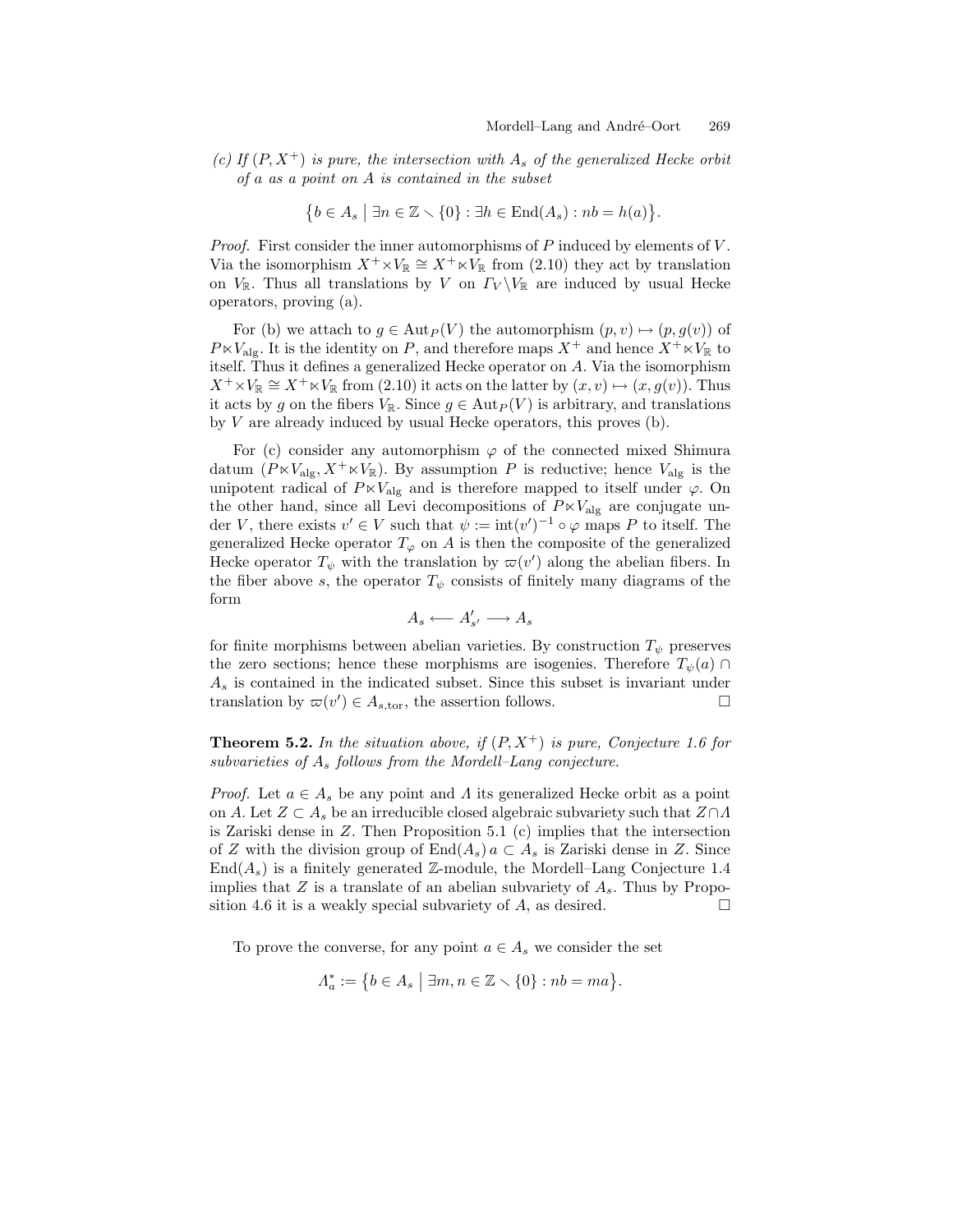*(c) If $(P, X^+)$ is pure, the intersection with $A_s$ of the generalized Hecke orbit of $a$ as a point on $A$ is contained in the subset*

$$\big\{b \in A_s \;\big|\; \exists n \in \mathbb{Z} \smallsetminus \{0\} : \exists h \in \mathrm{End}(A_s) : nb = h(a)\big\}.$$

*Proof.* First consider the inner automorphisms of $P$ induced by elements of $V$. Via the isomorphism $X^+ \times V_\mathbb{R} \cong X^+ \ltimes V_\mathbb{R}$ from (2.10) they act by translation on $V_\mathbb{R}$. Thus all translations by $V$ on $\Gamma_V \backslash V_\mathbb{R}$ are induced by usual Hecke operators, proving (a).

For (b) we attach to $g \in \mathrm{Aut}_P(V)$ the automorphism $(p, v) \mapsto (p, g(v))$ of $P \ltimes V_{\mathrm{alg}}$. It is the identity on $P$, and therefore maps $X^+$ and hence $X^+ \ltimes V_\mathbb{R}$ to itself. Thus it defines a generalized Hecke operator on $A$. Via the isomorphism $X^+ \times V_\mathbb{R} \cong X^+ \ltimes V_\mathbb{R}$ from (2.10) it acts on the latter by $(x, v) \mapsto (x, g(v))$. Thus it acts by $g$ on the fibers $V_\mathbb{R}$. Since $g \in \mathrm{Aut}_P(V)$ is arbitrary, and translations by $V$ are already induced by usual Hecke operators, this proves (b).

For (c) consider any automorphism $\varphi$ of the connected mixed Shimura datum $(P \ltimes V_{\mathrm{alg}}, X^+ \ltimes V_\mathbb{R})$. By assumption $P$ is reductive; hence $V_{\mathrm{alg}}$ is the unipotent radical of $P \ltimes V_{\mathrm{alg}}$ and is therefore mapped to itself under $\varphi$. On the other hand, since all Levi decompositions of $P \ltimes V_{\mathrm{alg}}$ are conjugate under $V$, there exists $v' \in V$ such that $\psi := \mathrm{int}(v')^{-1} \circ \varphi$ maps $P$ to itself. The generalized Hecke operator $T_\varphi$ on $A$ is then the composite of the generalized Hecke operator $T_\psi$ with the translation by $\varpi(v')$ along the abelian fibers. In the fiber above $s$, the operator $T_\psi$ consists of finitely many diagrams of the form

$$A_s \longleftarrow A'_{s'} \longrightarrow A_s$$

for finite morphisms between abelian varieties. By construction $T_\psi$ preserves the zero sections; hence these morphisms are isogenies. Therefore $T_\psi(a) \cap A_s$ is contained in the indicated subset. Since this subset is invariant under translation by $\varpi(v') \in A_{s,\mathrm{tor}}$, the assertion follows. $\square$

**Theorem 5.2.** *In the situation above, if $(P, X^+)$ is pure, Conjecture 1.6 for subvarieties of $A_s$ follows from the Mordell–Lang conjecture.*

*Proof.* Let $a \in A_s$ be any point and $\Lambda$ its generalized Hecke orbit as a point on $A$. Let $Z \subset A_s$ be an irreducible closed algebraic subvariety such that $Z \cap \Lambda$ is Zariski dense in $Z$. Then Proposition 5.1 (c) implies that the intersection of $Z$ with the division group of $\mathrm{End}(A_s)\, a \subset A_s$ is Zariski dense in $Z$. Since $\mathrm{End}(A_s)$ is a finitely generated $\mathbb{Z}$-module, the Mordell–Lang Conjecture 1.4 implies that $Z$ is a translate of an abelian subvariety of $A_s$. Thus by Proposition 4.6 it is a weakly special subvariety of $A$, as desired. $\square$

To prove the converse, for any point $a \in A_s$ we consider the set

$$\Lambda_a^* := \big\{b \in A_s \;\big|\; \exists m, n \in \mathbb{Z} \smallsetminus \{0\} : nb = ma\big\}.$$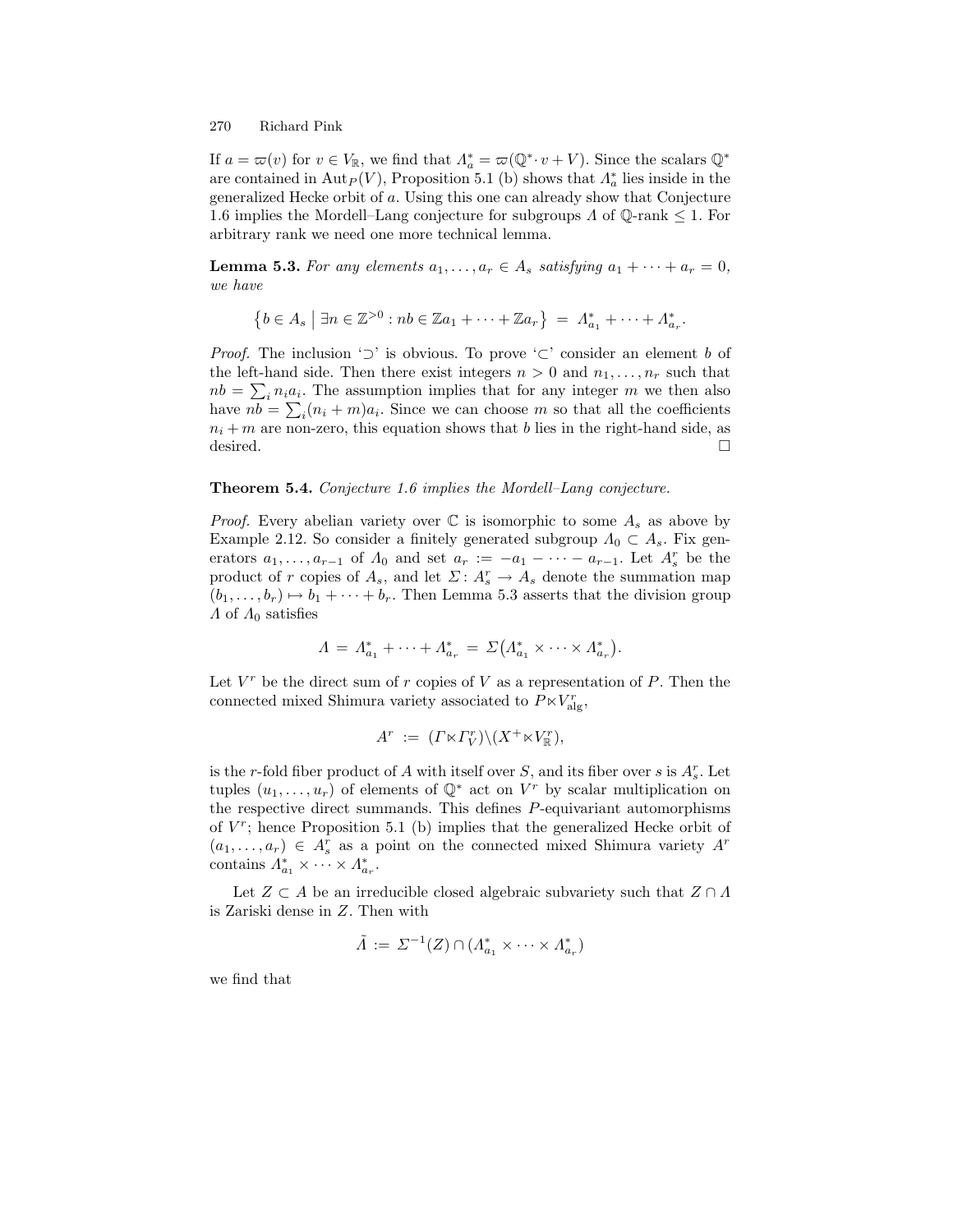If $a = \varpi(v)$ for $v \in V_{\mathbb{R}}$, we find that $\Lambda_a^* = \varpi(\mathbb{Q}^* \cdot v + V)$. Since the scalars $\mathbb{Q}^*$ are contained in $\mathrm{Aut}_P(V)$, Proposition 5.1 (b) shows that $\Lambda_a^*$ lies inside in the generalized Hecke orbit of $a$. Using this one can already show that Conjecture 1.6 implies the Mordell–Lang conjecture for subgroups $\Lambda$ of $\mathbb{Q}$-rank $\leq 1$. For arbitrary rank we need one more technical lemma.

**Lemma 5.3.** *For any elements $a_1, \ldots, a_r \in A_s$ satisfying $a_1 + \cdots + a_r = 0$, we have*

$$\big\{ b \in A_s \;\big|\; \exists n \in \mathbb{Z}^{>0} : nb \in \mathbb{Z}a_1 + \cdots + \mathbb{Z}a_r \big\} \;=\; \Lambda_{a_1}^* + \cdots + \Lambda_{a_r}^*.$$

*Proof.* The inclusion '$\supset$' is obvious. To prove '$\subset$' consider an element $b$ of the left-hand side. Then there exist integers $n > 0$ and $n_1, \ldots, n_r$ such that $nb = \sum_i n_i a_i$. The assumption implies that for any integer $m$ we then also have $nb = \sum_i (n_i + m) a_i$. Since we can choose $m$ so that all the coefficients $n_i + m$ are non-zero, this equation shows that $b$ lies in the right-hand side, as desired. $\square$

**Theorem 5.4.** *Conjecture 1.6 implies the Mordell–Lang conjecture.*

*Proof.* Every abelian variety over $\mathbb{C}$ is isomorphic to some $A_s$ as above by Example 2.12. So consider a finitely generated subgroup $\Lambda_0 \subset A_s$. Fix generators $a_1, \ldots, a_{r-1}$ of $\Lambda_0$ and set $a_r := -a_1 - \cdots - a_{r-1}$. Let $A_s^r$ be the product of $r$ copies of $A_s$, and let $\Sigma \colon A_s^r \to A_s$ denote the summation map $(b_1, \ldots, b_r) \mapsto b_1 + \cdots + b_r$. Then Lemma 5.3 asserts that the division group $\Lambda$ of $\Lambda_0$ satisfies

$$\Lambda \;=\; \Lambda_{a_1}^* + \cdots + \Lambda_{a_r}^* \;=\; \Sigma\big(\Lambda_{a_1}^* \times \cdots \times \Lambda_{a_r}^*\big).$$

Let $V^r$ be the direct sum of $r$ copies of $V$ as a representation of $P$. Then the connected mixed Shimura variety associated to $P \ltimes V_{\mathrm{alg}}^r$,

$$A^r \;:=\; (\Gamma \ltimes \Gamma_V^r) \backslash (X^+ \ltimes V_{\mathbb{R}}^r),$$

is the $r$-fold fiber product of $A$ with itself over $S$, and its fiber over $s$ is $A_s^r$. Let tuples $(u_1, \ldots, u_r)$ of elements of $\mathbb{Q}^*$ act on $V^r$ by scalar multiplication on the respective direct summands. This defines $P$-equivariant automorphisms of $V^r$; hence Proposition 5.1 (b) implies that the generalized Hecke orbit of $(a_1, \ldots, a_r) \in A_s^r$ as a point on the connected mixed Shimura variety $A^r$ contains $\Lambda_{a_1}^* \times \cdots \times \Lambda_{a_r}^*$.

Let $Z \subset A$ be an irreducible closed algebraic subvariety such that $Z \cap \Lambda$ is Zariski dense in $Z$. Then with

$$\tilde{\Lambda} \;:=\; \Sigma^{-1}(Z) \cap (\Lambda_{a_1}^* \times \cdots \times \Lambda_{a_r}^*)$$

we find that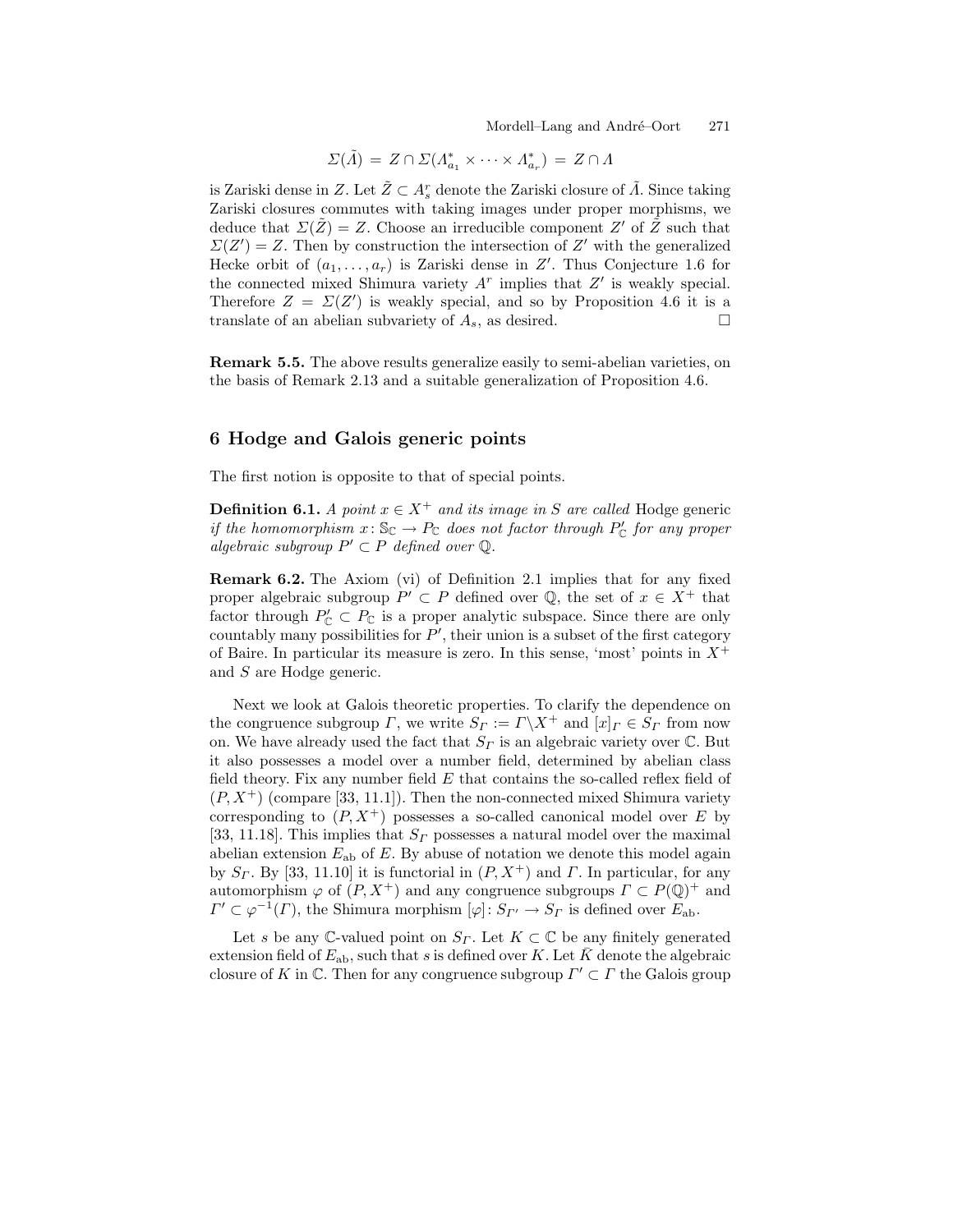$$\Sigma(\tilde{\Lambda}) \;=\; Z \cap \Sigma(\Lambda^*_{a_1} \times \cdots \times \Lambda^*_{a_r}) \;=\; Z \cap \Lambda$$

is Zariski dense in $Z$. Let $\tilde{Z} \subset A_s^r$ denote the Zariski closure of $\tilde{\Lambda}$. Since taking Zariski closures commutes with taking images under proper morphisms, we deduce that $\Sigma(\tilde{Z}) = Z$. Choose an irreducible component $Z'$ of $\tilde{Z}$ such that $\Sigma(Z') = Z$. Then by construction the intersection of $Z'$ with the generalized Hecke orbit of $(a_1, \ldots, a_r)$ is Zariski dense in $Z'$. Thus Conjecture 1.6 for the connected mixed Shimura variety $A^r$ implies that $Z'$ is weakly special. Therefore $Z = \Sigma(Z')$ is weakly special, and so by Proposition 4.6 it is a translate of an abelian subvariety of $A_s$, as desired. □

**Remark 5.5.** The above results generalize easily to semi-abelian varieties, on the basis of Remark 2.13 and a suitable generalization of Proposition 4.6.

## 6 Hodge and Galois generic points

The first notion is opposite to that of special points.

**Definition 6.1.** *A point $x \in X^+$ and its image in $S$ are called* Hodge generic *if the homomorphism $x\colon \mathbb{S}_{\mathbb{C}} \to P_{\mathbb{C}}$ does not factor through $P'_{\mathbb{C}}$ for any proper algebraic subgroup $P' \subset P$ defined over $\mathbb{Q}$.*

**Remark 6.2.** The Axiom (vi) of Definition 2.1 implies that for any fixed proper algebraic subgroup $P' \subset P$ defined over $\mathbb{Q}$, the set of $x \in X^+$ that factor through $P'_{\mathbb{C}} \subset P_{\mathbb{C}}$ is a proper analytic subspace. Since there are only countably many possibilities for $P'$, their union is a subset of the first category of Baire. In particular its measure is zero. In this sense, 'most' points in $X^+$ and $S$ are Hodge generic.

Next we look at Galois theoretic properties. To clarify the dependence on the congruence subgroup $\Gamma$, we write $S_\Gamma := \Gamma\backslash X^+$ and $[x]_\Gamma \in S_\Gamma$ from now on. We have already used the fact that $S_\Gamma$ is an algebraic variety over $\mathbb{C}$. But it also possesses a model over a number field, determined by abelian class field theory. Fix any number field $E$ that contains the so-called reflex field of $(P, X^+)$ (compare [33, 11.1]). Then the non-connected mixed Shimura variety corresponding to $(P, X^+)$ possesses a so-called canonical model over $E$ by [33, 11.18]. This implies that $S_\Gamma$ possesses a natural model over the maximal abelian extension $E_{\mathrm{ab}}$ of $E$. By abuse of notation we denote this model again by $S_\Gamma$. By [33, 11.10] it is functorial in $(P, X^+)$ and $\Gamma$. In particular, for any automorphism $\varphi$ of $(P, X^+)$ and any congruence subgroups $\Gamma \subset P(\mathbb{Q})^+$ and $\Gamma' \subset \varphi^{-1}(\Gamma)$, the Shimura morphism $[\varphi]\colon S_{\Gamma'} \to S_\Gamma$ is defined over $E_{\mathrm{ab}}$.

Let $s$ be any $\mathbb{C}$-valued point on $S_\Gamma$. Let $K \subset \mathbb{C}$ be any finitely generated extension field of $E_{\mathrm{ab}}$, such that $s$ is defined over $K$. Let $\bar{K}$ denote the algebraic closure of $K$ in $\mathbb{C}$. Then for any congruence subgroup $\Gamma' \subset \Gamma$ the Galois group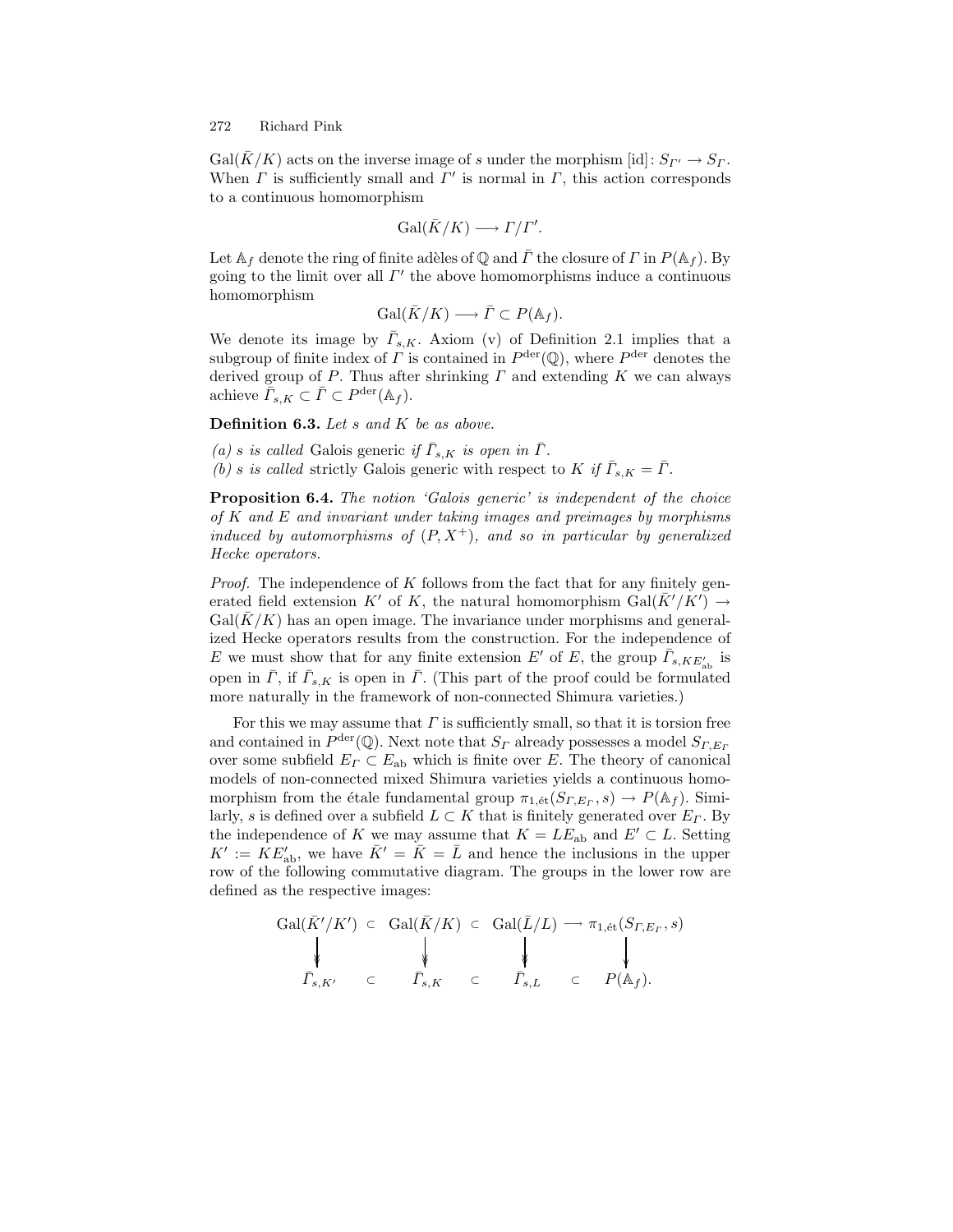$\mathrm{Gal}(\bar{K}/K)$ acts on the inverse image of $s$ under the morphism $[\mathrm{id}]\colon S_{\Gamma'} \to S_\Gamma$. When $\Gamma$ is sufficiently small and $\Gamma'$ is normal in $\Gamma$, this action corresponds to a continuous homomorphism

$$\mathrm{Gal}(\bar{K}/K) \longrightarrow \Gamma/\Gamma'.$$

Let $\mathbb{A}_f$ denote the ring of finite adèles of $\mathbb{Q}$ and $\bar{\Gamma}$ the closure of $\Gamma$ in $P(\mathbb{A}_f)$. By going to the limit over all $\Gamma'$ the above homomorphisms induce a continuous homomorphism

$$\mathrm{Gal}(\bar{K}/K) \longrightarrow \bar{\Gamma} \subset P(\mathbb{A}_f).$$

We denote its image by $\bar{\Gamma}_{s,K}$. Axiom (v) of Definition 2.1 implies that a subgroup of finite index of $\Gamma$ is contained in $P^{\mathrm{der}}(\mathbb{Q})$, where $P^{\mathrm{der}}$ denotes the derived group of $P$. Thus after shrinking $\Gamma$ and extending $K$ we can always achieve $\bar{\Gamma}_{s,K} \subset \bar{\Gamma} \subset P^{\mathrm{der}}(\mathbb{A}_f)$.

**Definition 6.3.** *Let $s$ and $K$ be as above.*

*(a) $s$ is called* Galois generic *if $\bar{\Gamma}_{s,K}$ is open in $\bar{\Gamma}$.*
*(b) $s$ is called* strictly Galois generic with respect to $K$ *if $\bar{\Gamma}_{s,K} = \bar{\Gamma}$.*

**Proposition 6.4.** *The notion 'Galois generic' is independent of the choice of $K$ and $E$ and invariant under taking images and preimages by morphisms induced by automorphisms of $(P, X^+)$, and so in particular by generalized Hecke operators.*

*Proof.* The independence of $K$ follows from the fact that for any finitely generated field extension $K'$ of $K$, the natural homomorphism $\mathrm{Gal}(\bar{K}'/K') \to \mathrm{Gal}(\bar{K}/K)$ has an open image. The invariance under morphisms and generalized Hecke operators results from the construction. For the independence of $E$ we must show that for any finite extension $E'$ of $E$, the group $\bar{\Gamma}_{s,KE'_{\mathrm{ab}}}$ is open in $\bar{\Gamma}$, if $\bar{\Gamma}_{s,K}$ is open in $\bar{\Gamma}$. (This part of the proof could be formulated more naturally in the framework of non-connected Shimura varieties.)

For this we may assume that $\Gamma$ is sufficiently small, so that it is torsion free and contained in $P^{\mathrm{der}}(\mathbb{Q})$. Next note that $S_\Gamma$ already possesses a model $S_{\Gamma,E_\Gamma}$ over some subfield $E_\Gamma \subset E_{\mathrm{ab}}$ which is finite over $E$. The theory of canonical models of non-connected mixed Shimura varieties yields a continuous homomorphism from the étale fundamental group $\pi_{1,\text{ét}}(S_{\Gamma,E_\Gamma}, s) \to P(\mathbb{A}_f)$. Similarly, $s$ is defined over a subfield $L \subset K$ that is finitely generated over $E_\Gamma$. By the independence of $K$ we may assume that $K = LE_{\mathrm{ab}}$ and $E' \subset L$. Setting $K' := KE'_{\mathrm{ab}}$, we have $\bar{K}' = \bar{K} = \bar{L}$ and hence the inclusions in the upper row of the following commutative diagram. The groups in the lower row are defined as the respective images:

$$\begin{array}{ccccccc}
\mathrm{Gal}(\bar{K}'/K') & \subset & \mathrm{Gal}(\bar{K}/K) & \subset & \mathrm{Gal}(\bar{L}/L) & \longrightarrow & \pi_{1,\text{ét}}(S_{\Gamma,E_\Gamma}, s) \\
\big\downarrow & & \big\downarrow & & \big\downarrow & & \big\downarrow \\
\bar{\Gamma}_{s,K'} & \subset & \bar{\Gamma}_{s,K} & \subset & \bar{\Gamma}_{s,L} & \subset & P(\mathbb{A}_f).
\end{array}$$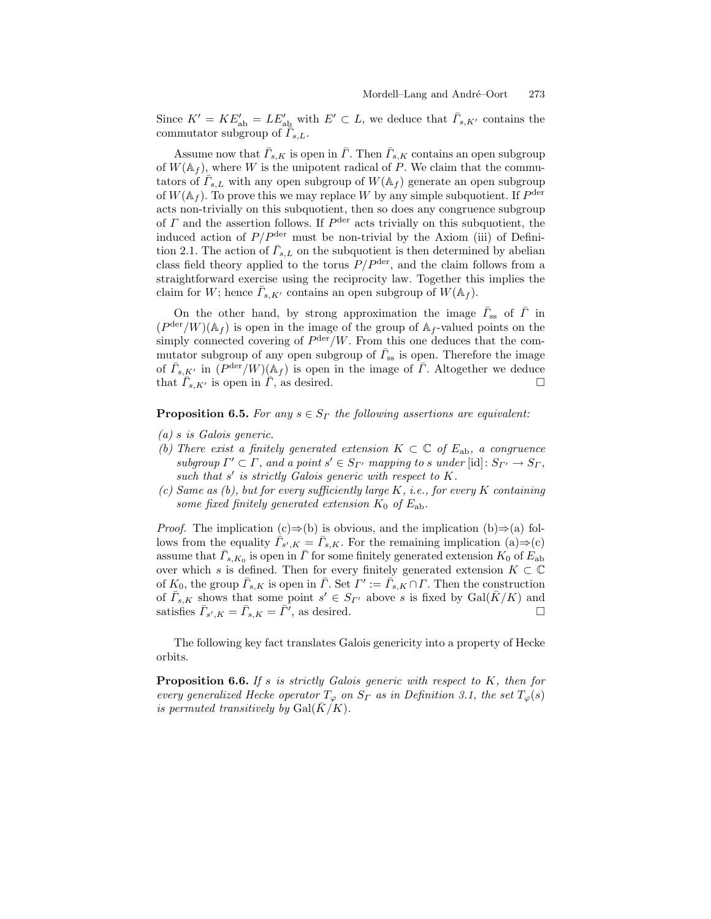Since $K' = KE'_{\mathrm{ab}} = LE'_{\mathrm{ab}}$ with $E' \subset L$, we deduce that $\bar{\Gamma}_{s,K'}$ contains the commutator subgroup of $\bar{\Gamma}_{s,L}$.

Assume now that $\bar{\Gamma}_{s,K}$ is open in $\bar{\Gamma}$. Then $\bar{\Gamma}_{s,K}$ contains an open subgroup of $W(\mathbb{A}_f)$, where $W$ is the unipotent radical of $P$. We claim that the commutators of $\bar{\Gamma}_{s,L}$ with any open subgroup of $W(\mathbb{A}_f)$ generate an open subgroup of $W(\mathbb{A}_f)$. To prove this we may replace $W$ by any simple subquotient. If $P^{\mathrm{der}}$ acts non-trivially on this subquotient, then so does any congruence subgroup of $\Gamma$ and the assertion follows. If $P^{\mathrm{der}}$ acts trivially on this subquotient, the induced action of $P/P^{\mathrm{der}}$ must be non-trivial by the Axiom (iii) of Definition 2.1. The action of $\bar{\Gamma}_{s,L}$ on the subquotient is then determined by abelian class field theory applied to the torus $P/P^{\mathrm{der}}$, and the claim follows from a straightforward exercise using the reciprocity law. Together this implies the claim for $W$; hence $\bar{\Gamma}_{s,K'}$ contains an open subgroup of $W(\mathbb{A}_f)$.

On the other hand, by strong approximation the image $\bar{\Gamma}_{\mathrm{ss}}$ of $\bar{\Gamma}$ in $(P^{\mathrm{der}}/W)(\mathbb{A}_f)$ is open in the image of the group of $\mathbb{A}_f$-valued points on the simply connected covering of $P^{\mathrm{der}}/W$. From this one deduces that the commutator subgroup of any open subgroup of $\bar{\Gamma}_{\mathrm{ss}}$ is open. Therefore the image of $\bar{\Gamma}_{s,K'}$ in $(P^{\mathrm{der}}/W)(\mathbb{A}_f)$ is open in the image of $\bar{\Gamma}$. Altogether we deduce that $\bar{\Gamma}_{s,K'}$ is open in $\bar{\Gamma}$, as desired. □

**Proposition 6.5.** *For any $s \in S_\Gamma$ the following assertions are equivalent:*

*(a) $s$ is Galois generic.*

*(b) There exist a finitely generated extension $K \subset \mathbb{C}$ of $E_{\mathrm{ab}}$, a congruence subgroup $\Gamma' \subset \Gamma$, and a point $s' \in S_{\Gamma'}$ mapping to $s$ under $[\mathrm{id}]\colon S_{\Gamma'} \to S_\Gamma$, such that $s'$ is strictly Galois generic with respect to $K$.*

*(c) Same as (b), but for every sufficiently large $K$, i.e., for every $K$ containing some fixed finitely generated extension $K_0$ of $E_{\mathrm{ab}}$.*

*Proof.* The implication (c)⇒(b) is obvious, and the implication (b)⇒(a) follows from the equality $\bar{\Gamma}_{s',K} = \bar{\Gamma}_{s,K}$. For the remaining implication (a)⇒(c) assume that $\bar{\Gamma}_{s,K_0}$ is open in $\bar{\Gamma}$ for some finitely generated extension $K_0$ of $E_{\mathrm{ab}}$ over which $s$ is defined. Then for every finitely generated extension $K \subset \mathbb{C}$ of $K_0$, the group $\bar{\Gamma}_{s,K}$ is open in $\bar{\Gamma}$. Set $\Gamma' := \bar{\Gamma}_{s,K} \cap \Gamma$. Then the construction of $\bar{\Gamma}_{s,K}$ shows that some point $s' \in S_{\Gamma'}$ above $s$ is fixed by $\mathrm{Gal}(\bar{K}/K)$ and satisfies $\bar{\Gamma}_{s',K} = \bar{\Gamma}_{s,K} = \bar{\Gamma}'$, as desired. □

The following key fact translates Galois genericity into a property of Hecke orbits.

**Proposition 6.6.** *If $s$ is strictly Galois generic with respect to $K$, then for every generalized Hecke operator $T_\varphi$ on $S_\Gamma$ as in Definition 3.1, the set $T_\varphi(s)$ is permuted transitively by $\mathrm{Gal}(\bar{K}/K)$.*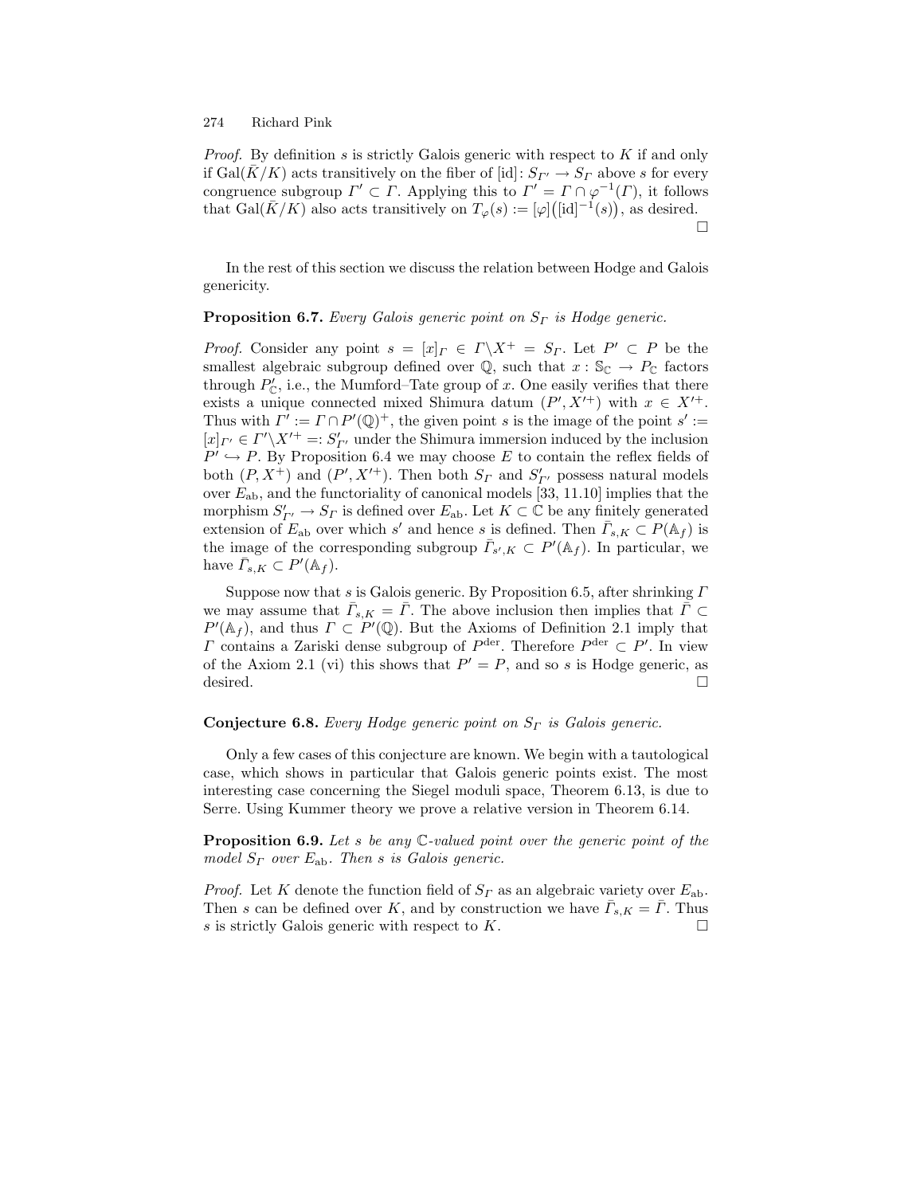*Proof.* By definition $s$ is strictly Galois generic with respect to $K$ if and only if $\mathrm{Gal}(\bar{K}/K)$ acts transitively on the fiber of $[\mathrm{id}]\colon S_{\Gamma'} \to S_\Gamma$ above $s$ for every congruence subgroup $\Gamma' \subset \Gamma$. Applying this to $\Gamma' = \Gamma \cap \varphi^{-1}(\Gamma)$, it follows that $\mathrm{Gal}(\bar{K}/K)$ also acts transitively on $T_\varphi(s) := [\varphi]\big([\mathrm{id}]^{-1}(s)\big)$, as desired. □

In the rest of this section we discuss the relation between Hodge and Galois genericity.

**Proposition 6.7.** *Every Galois generic point on $S_\Gamma$ is Hodge generic.*

*Proof.* Consider any point $s = [x]_\Gamma \in \Gamma\backslash X^+ = S_\Gamma$. Let $P' \subset P$ be the smallest algebraic subgroup defined over $\mathbb{Q}$, such that $x : \mathbb{S}_\mathbb{C} \to P_\mathbb{C}$ factors through $P'_\mathbb{C}$, i.e., the Mumford–Tate group of $x$. One easily verifies that there exists a unique connected mixed Shimura datum $(P', X'^+)$ with $x \in X'^+$. Thus with $\Gamma' := \Gamma \cap P'(\mathbb{Q})^+$, the given point $s$ is the image of the point $s' := [x]_{\Gamma'} \in \Gamma'\backslash X'^+ =: S'_{\Gamma'}$ under the Shimura immersion induced by the inclusion $P' \hookrightarrow P$. By Proposition 6.4 we may choose $E$ to contain the reflex fields of both $(P, X^+)$ and $(P', X'^+)$. Then both $S_\Gamma$ and $S'_{\Gamma'}$ possess natural models over $E_{\mathrm{ab}}$, and the functoriality of canonical models [33, 11.10] implies that the morphism $S'_{\Gamma'} \to S_\Gamma$ is defined over $E_{\mathrm{ab}}$. Let $K \subset \mathbb{C}$ be any finitely generated extension of $E_{\mathrm{ab}}$ over which $s'$ and hence $s$ is defined. Then $\bar{\Gamma}_{s,K} \subset P(\mathbb{A}_f)$ is the image of the corresponding subgroup $\bar{\Gamma}_{s',K} \subset P'(\mathbb{A}_f)$. In particular, we have $\bar{\Gamma}_{s,K} \subset P'(\mathbb{A}_f)$.

Suppose now that $s$ is Galois generic. By Proposition 6.5, after shrinking $\Gamma$ we may assume that $\bar{\Gamma}_{s,K} = \bar{\Gamma}$. The above inclusion then implies that $\bar{\Gamma} \subset P'(\mathbb{A}_f)$, and thus $\Gamma \subset P'(\mathbb{Q})$. But the Axioms of Definition 2.1 imply that $\Gamma$ contains a Zariski dense subgroup of $P^{\mathrm{der}}$. Therefore $P^{\mathrm{der}} \subset P'$. In view of the Axiom 2.1 (vi) this shows that $P' = P$, and so $s$ is Hodge generic, as desired. □

**Conjecture 6.8.** *Every Hodge generic point on $S_\Gamma$ is Galois generic.*

Only a few cases of this conjecture are known. We begin with a tautological case, which shows in particular that Galois generic points exist. The most interesting case concerning the Siegel moduli space, Theorem 6.13, is due to Serre. Using Kummer theory we prove a relative version in Theorem 6.14.

**Proposition 6.9.** *Let $s$ be any $\mathbb{C}$-valued point over the generic point of the model $S_\Gamma$ over $E_{\mathrm{ab}}$. Then $s$ is Galois generic.*

*Proof.* Let $K$ denote the function field of $S_\Gamma$ as an algebraic variety over $E_{\mathrm{ab}}$. Then $s$ can be defined over $K$, and by construction we have $\bar{\Gamma}_{s,K} = \bar{\Gamma}$. Thus $s$ is strictly Galois generic with respect to $K$. □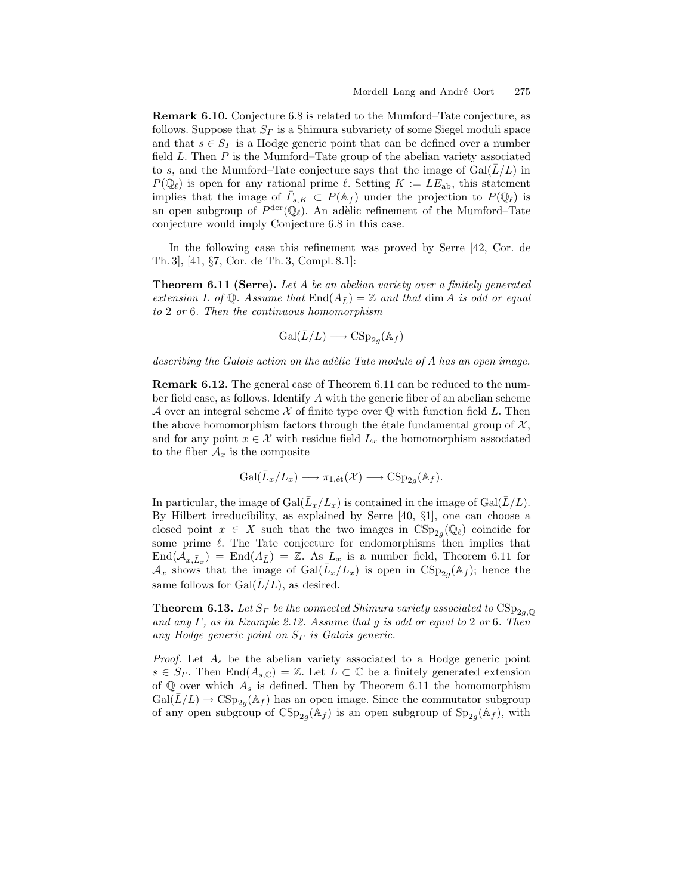**Remark 6.10.** Conjecture 6.8 is related to the Mumford–Tate conjecture, as follows. Suppose that $S_\Gamma$ is a Shimura subvariety of some Siegel moduli space and that $s \in S_\Gamma$ is a Hodge generic point that can be defined over a number field $L$. Then $P$ is the Mumford–Tate group of the abelian variety associated to $s$, and the Mumford–Tate conjecture says that the image of $\mathrm{Gal}(\bar{L}/L)$ in $P(\mathbb{Q}_\ell)$ is open for any rational prime $\ell$. Setting $K := LE_{\mathrm{ab}}$, this statement implies that the image of $\bar{\Gamma}_{s,K} \subset P(\mathbb{A}_f)$ under the projection to $P(\mathbb{Q}_\ell)$ is an open subgroup of $P^{\mathrm{der}}(\mathbb{Q}_\ell)$. An adèlic refinement of the Mumford–Tate conjecture would imply Conjecture 6.8 in this case.

In the following case this refinement was proved by Serre [42, Cor. de Th. 3], [41, §7, Cor. de Th. 3, Compl. 8.1]:

**Theorem 6.11 (Serre).** *Let $A$ be an abelian variety over a finitely generated extension $L$ of $\mathbb{Q}$. Assume that $\mathrm{End}(A_{\bar{L}}) = \mathbb{Z}$ and that $\dim A$ is odd or equal to 2 or 6. Then the continuous homomorphism*

$$\mathrm{Gal}(\bar{L}/L) \longrightarrow \mathrm{CSp}_{2g}(\mathbb{A}_f)$$

*describing the Galois action on the adèlic Tate module of $A$ has an open image.*

**Remark 6.12.** The general case of Theorem 6.11 can be reduced to the number field case, as follows. Identify $A$ with the generic fiber of an abelian scheme $\mathcal{A}$ over an integral scheme $\mathcal{X}$ of finite type over $\mathbb{Q}$ with function field $L$. Then the above homomorphism factors through the étale fundamental group of $\mathcal{X}$, and for any point $x \in \mathcal{X}$ with residue field $L_x$ the homomorphism associated to the fiber $\mathcal{A}_x$ is the composite

$$\mathrm{Gal}(\bar{L}_x/L_x) \longrightarrow \pi_{1,\text{ét}}(\mathcal{X}) \longrightarrow \mathrm{CSp}_{2g}(\mathbb{A}_f).$$

In particular, the image of $\mathrm{Gal}(\bar{L}_x/L_x)$ is contained in the image of $\mathrm{Gal}(\bar{L}/L)$. By Hilbert irreducibility, as explained by Serre [40, §1], one can choose a closed point $x \in X$ such that the two images in $\mathrm{CSp}_{2g}(\mathbb{Q}_\ell)$ coincide for some prime $\ell$. The Tate conjecture for endomorphisms then implies that $\mathrm{End}(\mathcal{A}_{x,\bar{L}_x}) = \mathrm{End}(A_{\bar{L}}) = \mathbb{Z}$. As $L_x$ is a number field, Theorem 6.11 for $\mathcal{A}_x$ shows that the image of $\mathrm{Gal}(\bar{L}_x/L_x)$ is open in $\mathrm{CSp}_{2g}(\mathbb{A}_f)$; hence the same follows for $\mathrm{Gal}(\bar{L}/L)$, as desired.

**Theorem 6.13.** *Let $S_\Gamma$ be the connected Shimura variety associated to $\mathrm{CSp}_{2g,\mathbb{Q}}$ and any $\Gamma$, as in Example 2.12. Assume that $g$ is odd or equal to 2 or 6. Then any Hodge generic point on $S_\Gamma$ is Galois generic.*

*Proof.* Let $A_s$ be the abelian variety associated to a Hodge generic point $s \in S_\Gamma$. Then $\mathrm{End}(A_{s,\mathbb{C}}) = \mathbb{Z}$. Let $L \subset \mathbb{C}$ be a finitely generated extension of $\mathbb{Q}$ over which $A_s$ is defined. Then by Theorem 6.11 the homomorphism $\mathrm{Gal}(\bar{L}/L) \to \mathrm{CSp}_{2g}(\mathbb{A}_f)$ has an open image. Since the commutator subgroup of any open subgroup of $\mathrm{CSp}_{2g}(\mathbb{A}_f)$ is an open subgroup of $\mathrm{Sp}_{2g}(\mathbb{A}_f)$, with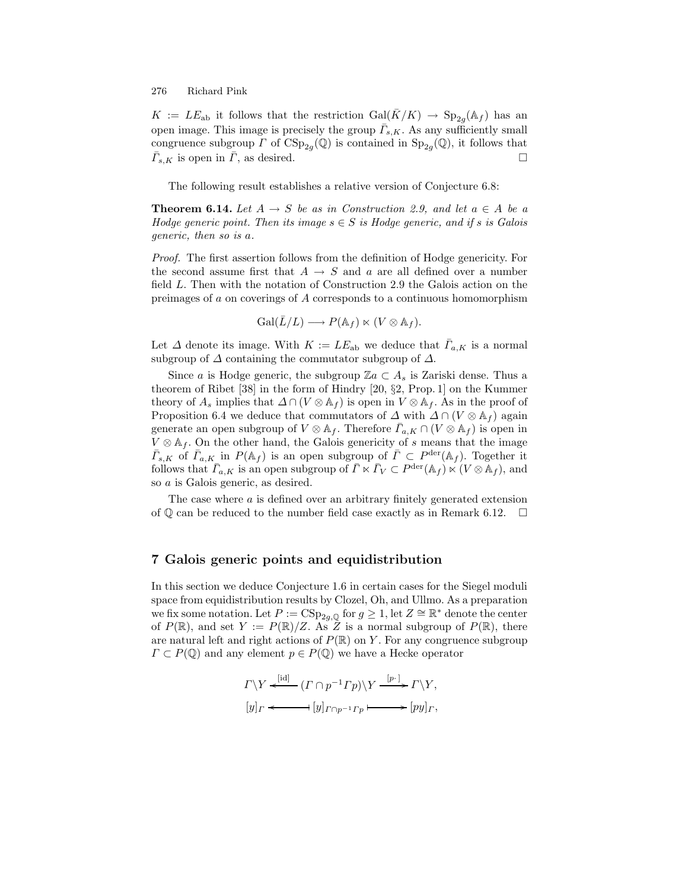$K := LE_{\text{ab}}$ it follows that the restriction $\text{Gal}(\bar{K}/K) \to \text{Sp}_{2g}(\mathbb{A}_f)$ has an open image. This image is precisely the group $\bar{\Gamma}_{s,K}$. As any sufficiently small congruence subgroup $\Gamma$ of $\text{CSp}_{2g}(\mathbb{Q})$ is contained in $\text{Sp}_{2g}(\mathbb{Q})$, it follows that $\bar{\Gamma}_{s,K}$ is open in $\bar{\Gamma}$, as desired. $\square$

The following result establishes a relative version of Conjecture 6.8:

**Theorem 6.14.** *Let $A \to S$ be as in Construction 2.9, and let $a \in A$ be a Hodge generic point. Then its image $s \in S$ is Hodge generic, and if $s$ is Galois generic, then so is $a$.*

*Proof.* The first assertion follows from the definition of Hodge genericity. For the second assume first that $A \to S$ and $a$ are all defined over a number field $L$. Then with the notation of Construction 2.9 the Galois action on the preimages of $a$ on coverings of $A$ corresponds to a continuous homomorphism

$$\text{Gal}(\bar{L}/L) \longrightarrow P(\mathbb{A}_f) \ltimes (V \otimes \mathbb{A}_f).$$

Let $\Delta$ denote its image. With $K := LE_{\text{ab}}$ we deduce that $\bar{\Gamma}_{a,K}$ is a normal subgroup of $\Delta$ containing the commutator subgroup of $\Delta$.

Since $a$ is Hodge generic, the subgroup $\mathbb{Z}a \subset A_s$ is Zariski dense. Thus a theorem of Ribet [38] in the form of Hindry [20, §2, Prop. 1] on the Kummer theory of $A_s$ implies that $\Delta \cap (V \otimes \mathbb{A}_f)$ is open in $V \otimes \mathbb{A}_f$. As in the proof of Proposition 6.4 we deduce that commutators of $\Delta$ with $\Delta \cap (V \otimes \mathbb{A}_f)$ again generate an open subgroup of $V \otimes \mathbb{A}_f$. Therefore $\bar{\Gamma}_{a,K} \cap (V \otimes \mathbb{A}_f)$ is open in $V \otimes \mathbb{A}_f$. On the other hand, the Galois genericity of $s$ means that the image $\bar{\Gamma}_{s,K}$ of $\bar{\Gamma}_{a,K}$ in $P(\mathbb{A}_f)$ is an open subgroup of $\bar{\Gamma} \subset P^{\text{der}}(\mathbb{A}_f)$. Together it follows that $\bar{\Gamma}_{a,K}$ is an open subgroup of $\bar{\Gamma} \ltimes \bar{\Gamma}_V \subset P^{\text{der}}(\mathbb{A}_f) \ltimes (V \otimes \mathbb{A}_f)$, and so $a$ is Galois generic, as desired.

The case where $a$ is defined over an arbitrary finitely generated extension of $\mathbb{Q}$ can be reduced to the number field case exactly as in Remark 6.12. $\square$

## 7 Galois generic points and equidistribution

In this section we deduce Conjecture 1.6 in certain cases for the Siegel moduli space from equidistribution results by Clozel, Oh, and Ullmo. As a preparation we fix some notation. Let $P := \text{CSp}_{2g,\mathbb{Q}}$ for $g \geq 1$, let $Z \cong \mathbb{R}^*$ denote the center of $P(\mathbb{R})$, and set $Y := P(\mathbb{R})/Z$. As $Z$ is a normal subgroup of $P(\mathbb{R})$, there are natural left and right actions of $P(\mathbb{R})$ on $Y$. For any congruence subgroup $\Gamma \subset P(\mathbb{Q})$ and any element $p \in P(\mathbb{Q})$ we have a Hecke operator

$$\begin{array}{ccccc} \Gamma\backslash Y & \xleftarrow{[\text{id}]} & (\Gamma \cap p^{-1}\Gamma p)\backslash Y & \xrightarrow{[p\cdot]} & \Gamma\backslash Y, \\ [y]_\Gamma & \longleftarrow\!\!\!\shortmid & [y]_{\Gamma \cap p^{-1}\Gamma p} & \shortmid\!\!\!\longrightarrow & [py]_\Gamma, \end{array}$$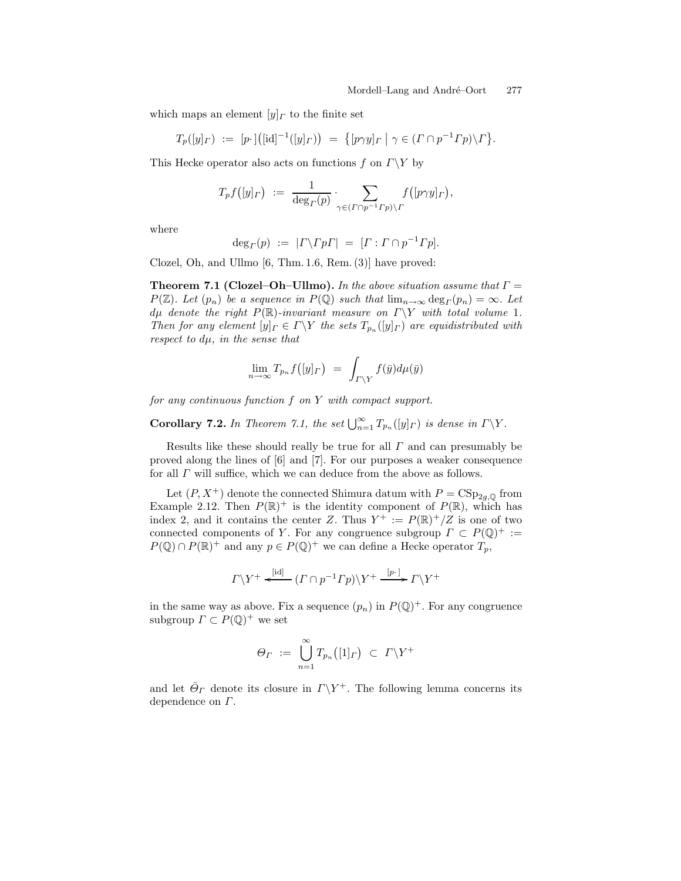which maps an element $[y]_\Gamma$ to the finite set

$$T_p([y]_\Gamma) \;:=\; [p\cdot]\big([\mathrm{id}]^{-1}([y]_\Gamma)\big) \;=\; \big\{[p\gamma y]_\Gamma \;\big|\; \gamma \in (\Gamma \cap p^{-1}\Gamma p)\backslash\Gamma\big\}.$$

This Hecke operator also acts on functions $f$ on $\Gamma\backslash Y$ by

$$T_p f\big([y]_\Gamma\big) \;:=\; \frac{1}{\deg_\Gamma(p)} \cdot \sum_{\gamma \in (\Gamma\cap p^{-1}\Gamma p)\backslash\Gamma} f\big([p\gamma y]_\Gamma\big),$$

where

$$\deg_\Gamma(p) \;:=\; |\Gamma\backslash\Gamma p\Gamma| \;=\; [\Gamma : \Gamma \cap p^{-1}\Gamma p].$$

Clozel, Oh, and Ullmo [6, Thm. 1.6, Rem. (3)] have proved:

**Theorem 7.1 (Clozel–Oh–Ullmo).** *In the above situation assume that $\Gamma = P(\mathbb{Z})$. Let $(p_n)$ be a sequence in $P(\mathbb{Q})$ such that $\lim_{n\to\infty}\deg_\Gamma(p_n) = \infty$. Let $d\mu$ denote the right $P(\mathbb{R})$-invariant measure on $\Gamma\backslash Y$ with total volume 1. Then for any element $[y]_\Gamma \in \Gamma\backslash Y$ the sets $T_{p_n}([y]_\Gamma)$ are equidistributed with respect to $d\mu$, in the sense that*

$$\lim_{n\to\infty} T_{p_n} f\big([y]_\Gamma\big) \;=\; \int_{\Gamma\backslash Y} f(\bar y)\, d\mu(\bar y)$$

*for any continuous function $f$ on $Y$ with compact support.*

**Corollary 7.2.** *In Theorem 7.1, the set $\bigcup_{n=1}^\infty T_{p_n}([y]_\Gamma)$ is dense in $\Gamma\backslash Y$.*

Results like these should really be true for all $\Gamma$ and can presumably be proved along the lines of [6] and [7]. For our purposes a weaker consequence for all $\Gamma$ will suffice, which we can deduce from the above as follows.

Let $(P, X^+)$ denote the connected Shimura datum with $P = \mathrm{CSp}_{2g,\mathbb{Q}}$ from Example 2.12. Then $P(\mathbb{R})^+$ is the identity component of $P(\mathbb{R})$, which has index 2, and it contains the center $Z$. Thus $Y^+ := P(\mathbb{R})^+/Z$ is one of two connected components of $Y$. For any congruence subgroup $\Gamma \subset P(\mathbb{Q})^+ := P(\mathbb{Q}) \cap P(\mathbb{R})^+$ and any $p \in P(\mathbb{Q})^+$ we can define a Hecke operator $T_p$,

$$\Gamma\backslash Y^+ \xleftarrow{\;[\mathrm{id}]\;} (\Gamma \cap p^{-1}\Gamma p)\backslash Y^+ \xrightarrow{\;[p\cdot]\;} \Gamma\backslash Y^+$$

in the same way as above. Fix a sequence $(p_n)$ in $P(\mathbb{Q})^+$. For any congruence subgroup $\Gamma \subset P(\mathbb{Q})^+$ we set

$$\Theta_\Gamma \;:=\; \bigcup_{n=1}^\infty T_{p_n}\big([1]_\Gamma\big) \;\subset\; \Gamma\backslash Y^+$$

and let $\bar\Theta_\Gamma$ denote its closure in $\Gamma\backslash Y^+$. The following lemma concerns its dependence on $\Gamma$.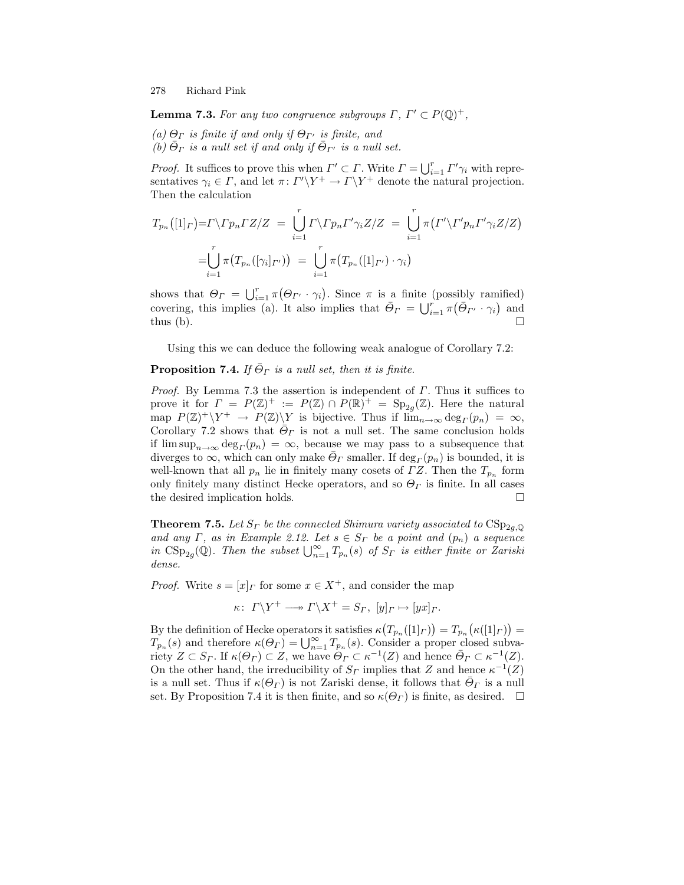**Lemma 7.3.** *For any two congruence subgroups $\Gamma$, $\Gamma' \subset P(\mathbb{Q})^+$,*

*(a) $\Theta_\Gamma$ is finite if and only if $\Theta_{\Gamma'}$ is finite, and*
*(b) $\bar{\Theta}_\Gamma$ is a null set if and only if $\bar{\Theta}_{\Gamma'}$ is a null set.*

*Proof.* It suffices to prove this when $\Gamma' \subset \Gamma$. Write $\Gamma = \bigcup_{i=1}^r \Gamma' \gamma_i$ with representatives $\gamma_i \in \Gamma$, and let $\pi \colon \Gamma' \backslash Y^+ \to \Gamma \backslash Y^+$ denote the natural projection. Then the calculation

$$\begin{aligned}
T_{p_n}([1]_\Gamma) &= \Gamma \backslash \Gamma p_n \Gamma Z/Z \;=\; \bigcup_{i=1}^r \Gamma \backslash \Gamma p_n \Gamma' \gamma_i Z/Z \;=\; \bigcup_{i=1}^r \pi\big(\Gamma' \backslash \Gamma' p_n \Gamma' \gamma_i Z/Z\big) \\
&= \bigcup_{i=1}^r \pi\big(T_{p_n}([\gamma_i]_{\Gamma'})\big) \;=\; \bigcup_{i=1}^r \pi\big(T_{p_n}([1]_{\Gamma'}) \cdot \gamma_i\big)
\end{aligned}$$

shows that $\Theta_\Gamma = \bigcup_{i=1}^r \pi\big(\Theta_{\Gamma'} \cdot \gamma_i\big)$. Since $\pi$ is a finite (possibly ramified) covering, this implies (a). It also implies that $\bar{\Theta}_\Gamma = \bigcup_{i=1}^r \pi\big(\bar{\Theta}_{\Gamma'} \cdot \gamma_i\big)$ and thus (b). $\square$

Using this we can deduce the following weak analogue of Corollary 7.2:

**Proposition 7.4.** *If $\bar{\Theta}_\Gamma$ is a null set, then it is finite.*

*Proof.* By Lemma 7.3 the assertion is independent of $\Gamma$. Thus it suffices to prove it for $\Gamma = P(\mathbb{Z})^+ := P(\mathbb{Z}) \cap P(\mathbb{R})^+ = \mathrm{Sp}_{2g}(\mathbb{Z})$. Here the natural map $P(\mathbb{Z})^+ \backslash Y^+ \to P(\mathbb{Z}) \backslash Y$ is bijective. Thus if $\lim_{n\to\infty} \deg_\Gamma(p_n) = \infty$, Corollary 7.2 shows that $\bar{\Theta}_\Gamma$ is not a null set. The same conclusion holds if $\limsup_{n\to\infty} \deg_\Gamma(p_n) = \infty$, because we may pass to a subsequence that diverges to $\infty$, which can only make $\bar{\Theta}_\Gamma$ smaller. If $\deg_\Gamma(p_n)$ is bounded, it is well-known that all $p_n$ lie in finitely many cosets of $\Gamma Z$. Then the $T_{p_n}$ form only finitely many distinct Hecke operators, and so $\Theta_\Gamma$ is finite. In all cases the desired implication holds. $\square$

**Theorem 7.5.** *Let $S_\Gamma$ be the connected Shimura variety associated to $\mathrm{CSp}_{2g,\mathbb{Q}}$ and any $\Gamma$, as in Example 2.12. Let $s \in S_\Gamma$ be a point and $(p_n)$ a sequence in $\mathrm{CSp}_{2g}(\mathbb{Q})$. Then the subset $\bigcup_{n=1}^\infty T_{p_n}(s)$ of $S_\Gamma$ is either finite or Zariski dense.*

*Proof.* Write $s = [x]_\Gamma$ for some $x \in X^+$, and consider the map

$$\kappa \colon \; \Gamma \backslash Y^+ \twoheadrightarrow \Gamma \backslash X^+ = S_\Gamma, \; [y]_\Gamma \mapsto [yx]_\Gamma.$$

By the definition of Hecke operators it satisfies $\kappa\big(T_{p_n}([1]_\Gamma)\big) = T_{p_n}\big(\kappa([1]_\Gamma)\big) = T_{p_n}(s)$ and therefore $\kappa(\Theta_\Gamma) = \bigcup_{n=1}^\infty T_{p_n}(s)$. Consider a proper closed subvariety $Z \subset S_\Gamma$. If $\kappa(\Theta_\Gamma) \subset Z$, we have $\Theta_\Gamma \subset \kappa^{-1}(Z)$ and hence $\bar{\Theta}_\Gamma \subset \kappa^{-1}(Z)$. On the other hand, the irreducibility of $S_\Gamma$ implies that $Z$ and hence $\kappa^{-1}(Z)$ is a null set. Thus if $\kappa(\Theta_\Gamma)$ is not Zariski dense, it follows that $\bar{\Theta}_\Gamma$ is a null set. By Proposition 7.4 it is then finite, and so $\kappa(\Theta_\Gamma)$ is finite, as desired. $\square$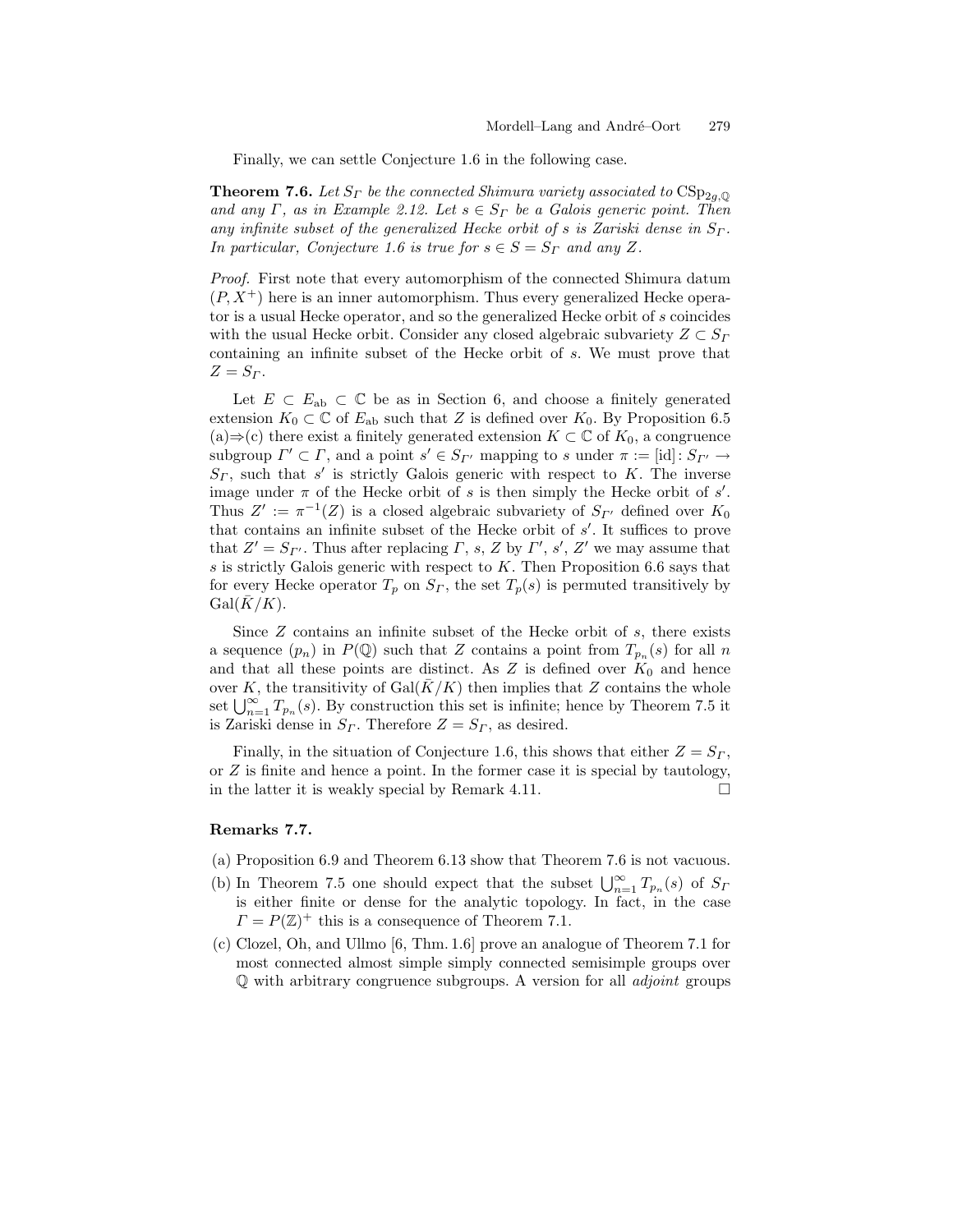Finally, we can settle Conjecture 1.6 in the following case.

**Theorem 7.6.** *Let $S_\Gamma$ be the connected Shimura variety associated to $\mathrm{CSp}_{2g,\mathbb{Q}}$ and any $\Gamma$, as in Example 2.12. Let $s \in S_\Gamma$ be a Galois generic point. Then any infinite subset of the generalized Hecke orbit of $s$ is Zariski dense in $S_\Gamma$. In particular, Conjecture 1.6 is true for $s \in S = S_\Gamma$ and any $Z$.*

*Proof.* First note that every automorphism of the connected Shimura datum $(P, X^+)$ here is an inner automorphism. Thus every generalized Hecke operator is a usual Hecke operator, and so the generalized Hecke orbit of $s$ coincides with the usual Hecke orbit. Consider any closed algebraic subvariety $Z \subset S_\Gamma$ containing an infinite subset of the Hecke orbit of $s$. We must prove that $Z = S_\Gamma$.

Let $E \subset E_{\mathrm{ab}} \subset \mathbb{C}$ be as in Section 6, and choose a finitely generated extension $K_0 \subset \mathbb{C}$ of $E_{\mathrm{ab}}$ such that $Z$ is defined over $K_0$. By Proposition 6.5 (a)$\Rightarrow$(c) there exist a finitely generated extension $K \subset \mathbb{C}$ of $K_0$, a congruence subgroup $\Gamma' \subset \Gamma$, and a point $s' \in S_{\Gamma'}$ mapping to $s$ under $\pi := [\mathrm{id}] \colon S_{\Gamma'} \to S_\Gamma$, such that $s'$ is strictly Galois generic with respect to $K$. The inverse image under $\pi$ of the Hecke orbit of $s$ is then simply the Hecke orbit of $s'$. Thus $Z' := \pi^{-1}(Z)$ is a closed algebraic subvariety of $S_{\Gamma'}$ defined over $K_0$ that contains an infinite subset of the Hecke orbit of $s'$. It suffices to prove that $Z' = S_{\Gamma'}$. Thus after replacing $\Gamma$, $s$, $Z$ by $\Gamma'$, $s'$, $Z'$ we may assume that $s$ is strictly Galois generic with respect to $K$. Then Proposition 6.6 says that for every Hecke operator $T_p$ on $S_\Gamma$, the set $T_p(s)$ is permuted transitively by $\mathrm{Gal}(\bar{K}/K)$.

Since $Z$ contains an infinite subset of the Hecke orbit of $s$, there exists a sequence $(p_n)$ in $P(\mathbb{Q})$ such that $Z$ contains a point from $T_{p_n}(s)$ for all $n$ and that all these points are distinct. As $Z$ is defined over $K_0$ and hence over $K$, the transitivity of $\mathrm{Gal}(\bar{K}/K)$ then implies that $Z$ contains the whole set $\bigcup_{n=1}^{\infty} T_{p_n}(s)$. By construction this set is infinite; hence by Theorem 7.5 it is Zariski dense in $S_\Gamma$. Therefore $Z = S_\Gamma$, as desired.

Finally, in the situation of Conjecture 1.6, this shows that either $Z = S_\Gamma$, or $Z$ is finite and hence a point. In the former case it is special by tautology, in the latter it is weakly special by Remark 4.11. $\square$

**Remarks 7.7.**

(a) Proposition 6.9 and Theorem 6.13 show that Theorem 7.6 is not vacuous.

(b) In Theorem 7.5 one should expect that the subset $\bigcup_{n=1}^{\infty} T_{p_n}(s)$ of $S_\Gamma$ is either finite or dense for the analytic topology. In fact, in the case $\Gamma = P(\mathbb{Z})^+$ this is a consequence of Theorem 7.1.

(c) Clozel, Oh, and Ullmo [6, Thm. 1.6] prove an analogue of Theorem 7.1 for most connected almost simple simply connected semisimple groups over $\mathbb{Q}$ with arbitrary congruence subgroups. A version for all *adjoint* groups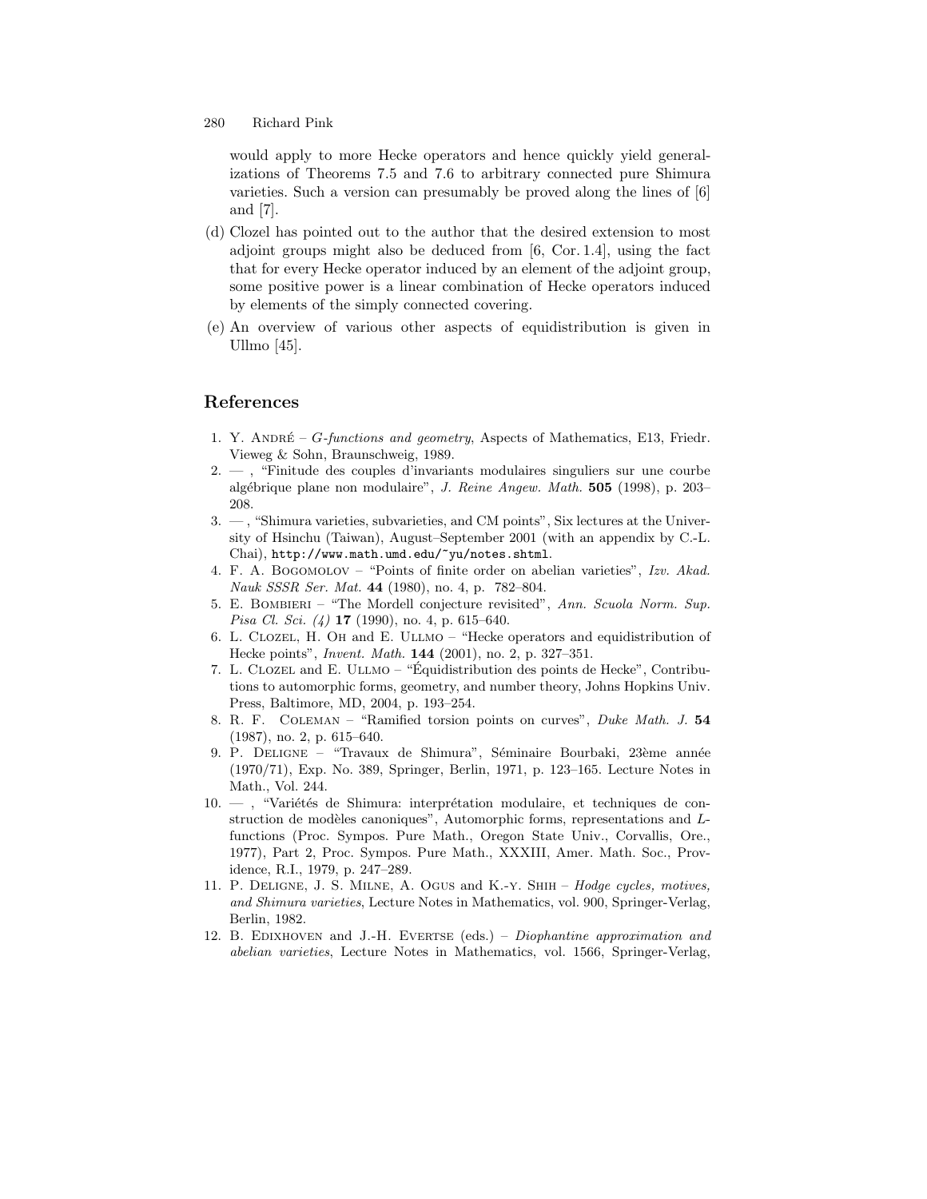would apply to more Hecke operators and hence quickly yield generalizations of Theorems 7.5 and 7.6 to arbitrary connected pure Shimura varieties. Such a version can presumably be proved along the lines of [6] and [7].

(d) Clozel has pointed out to the author that the desired extension to most adjoint groups might also be deduced from [6, Cor. 1.4], using the fact that for every Hecke operator induced by an element of the adjoint group, some positive power is a linear combination of Hecke operators induced by elements of the simply connected covering.

(e) An overview of various other aspects of equidistribution is given in Ullmo [45].

## References

1. Y. André – *G-functions and geometry*, Aspects of Mathematics, E13, Friedr. Vieweg & Sohn, Braunschweig, 1989.
2. — , "Finitude des couples d'invariants modulaires singuliers sur une courbe algébrique plane non modulaire", *J. Reine Angew. Math.* **505** (1998), p. 203–208.
3. — , "Shimura varieties, subvarieties, and CM points", Six lectures at the University of Hsinchu (Taiwan), August–September 2001 (with an appendix by C.-L. Chai), `http://www.math.umd.edu/~yu/notes.shtml`.
4. F. A. Bogomolov – "Points of finite order on abelian varieties", *Izv. Akad. Nauk SSSR Ser. Mat.* **44** (1980), no. 4, p. 782–804.
5. E. Bombieri – "The Mordell conjecture revisited", *Ann. Scuola Norm. Sup. Pisa Cl. Sci. (4)* **17** (1990), no. 4, p. 615–640.
6. L. Clozel, H. Oh and E. Ullmo – "Hecke operators and equidistribution of Hecke points", *Invent. Math.* **144** (2001), no. 2, p. 327–351.
7. L. Clozel and E. Ullmo – "Équidistribution des points de Hecke", Contributions to automorphic forms, geometry, and number theory, Johns Hopkins Univ. Press, Baltimore, MD, 2004, p. 193–254.
8. R. F. Coleman – "Ramified torsion points on curves", *Duke Math. J.* **54** (1987), no. 2, p. 615–640.
9. P. Deligne – "Travaux de Shimura", Séminaire Bourbaki, 23ème année (1970/71), Exp. No. 389, Springer, Berlin, 1971, p. 123–165. Lecture Notes in Math., Vol. 244.
10. — , "Variétés de Shimura: interprétation modulaire, et techniques de construction de modèles canoniques", Automorphic forms, representations and *L*-functions (Proc. Sympos. Pure Math., Oregon State Univ., Corvallis, Ore., 1977), Part 2, Proc. Sympos. Pure Math., XXXIII, Amer. Math. Soc., Providence, R.I., 1979, p. 247–289.
11. P. Deligne, J. S. Milne, A. Ogus and K.-y. Shih – *Hodge cycles, motives, and Shimura varieties*, Lecture Notes in Mathematics, vol. 900, Springer-Verlag, Berlin, 1982.
12. B. Edixhoven and J.-H. Evertse (eds.) – *Diophantine approximation and abelian varieties*, Lecture Notes in Mathematics, vol. 1566, Springer-Verlag,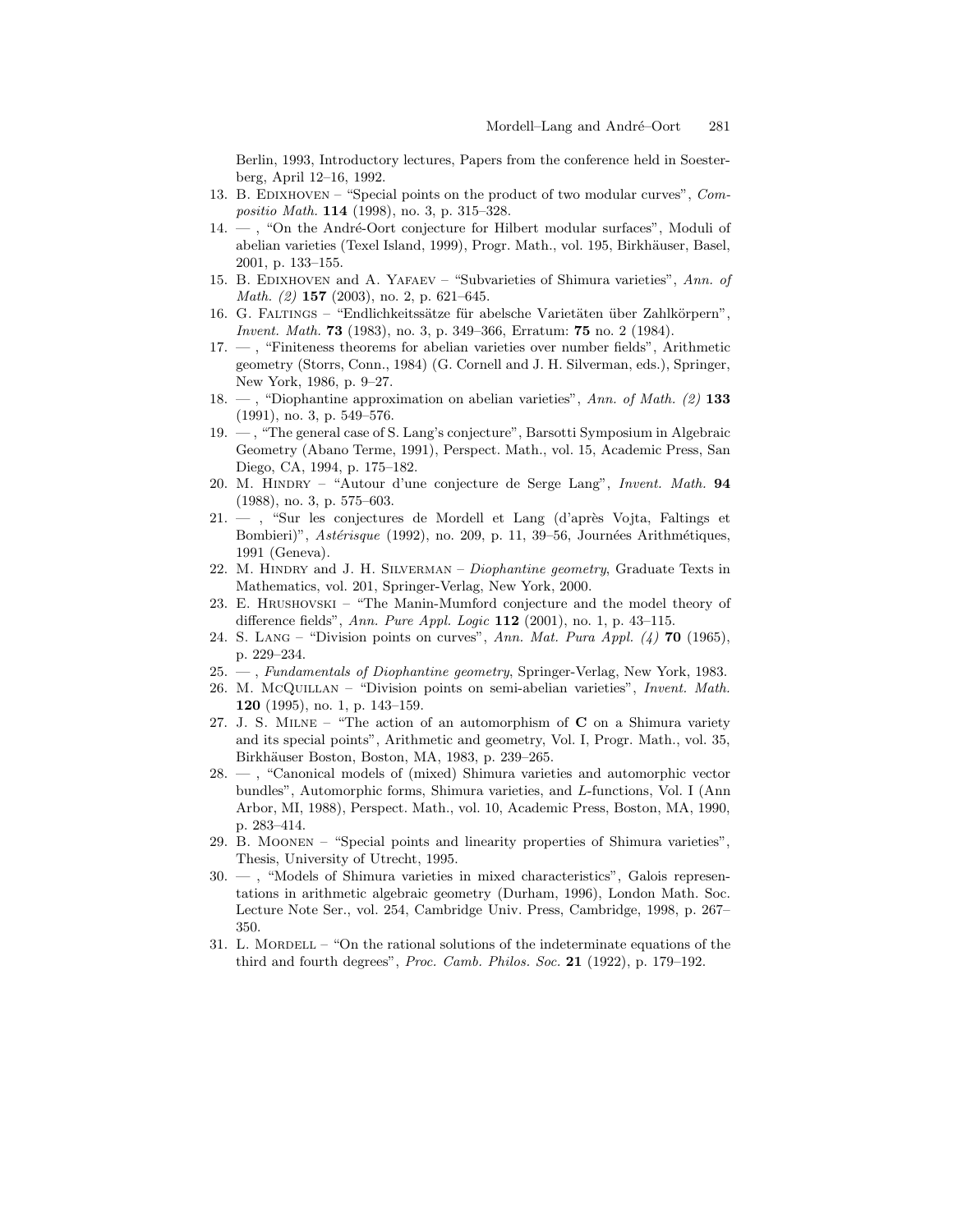Berlin, 1993, Introductory lectures, Papers from the conference held in Soesterberg, April 12–16, 1992.

13. B. Edixhoven – "Special points on the product of two modular curves", *Compositio Math.* **114** (1998), no. 3, p. 315–328.
14. — , "On the André-Oort conjecture for Hilbert modular surfaces", Moduli of abelian varieties (Texel Island, 1999), Progr. Math., vol. 195, Birkhäuser, Basel, 2001, p. 133–155.
15. B. Edixhoven and A. Yafaev – "Subvarieties of Shimura varieties", *Ann. of Math. (2)* **157** (2003), no. 2, p. 621–645.
16. G. Faltings – "Endlichkeitssätze für abelsche Varietäten über Zahlkörpern", *Invent. Math.* **73** (1983), no. 3, p. 349–366, Erratum: **75** no. 2 (1984).
17. — , "Finiteness theorems for abelian varieties over number fields", Arithmetic geometry (Storrs, Conn., 1984) (G. Cornell and J. H. Silverman, eds.), Springer, New York, 1986, p. 9–27.
18. — , "Diophantine approximation on abelian varieties", *Ann. of Math. (2)* **133** (1991), no. 3, p. 549–576.
19. — , "The general case of S. Lang's conjecture", Barsotti Symposium in Algebraic Geometry (Abano Terme, 1991), Perspect. Math., vol. 15, Academic Press, San Diego, CA, 1994, p. 175–182.
20. M. Hindry – "Autour d'une conjecture de Serge Lang", *Invent. Math.* **94** (1988), no. 3, p. 575–603.
21. — , "Sur les conjectures de Mordell et Lang (d'après Vojta, Faltings et Bombieri)", *Astérisque* (1992), no. 209, p. 11, 39–56, Journées Arithmétiques, 1991 (Geneva).
22. M. Hindry and J. H. Silverman – *Diophantine geometry*, Graduate Texts in Mathematics, vol. 201, Springer-Verlag, New York, 2000.
23. E. Hrushovski – "The Manin-Mumford conjecture and the model theory of difference fields", *Ann. Pure Appl. Logic* **112** (2001), no. 1, p. 43–115.
24. S. Lang – "Division points on curves", *Ann. Mat. Pura Appl. (4)* **70** (1965), p. 229–234.
25. — , *Fundamentals of Diophantine geometry*, Springer-Verlag, New York, 1983.
26. M. McQuillan – "Division points on semi-abelian varieties", *Invent. Math.* **120** (1995), no. 1, p. 143–159.
27. J. S. Milne – "The action of an automorphism of **C** on a Shimura variety and its special points", Arithmetic and geometry, Vol. I, Progr. Math., vol. 35, Birkhäuser Boston, Boston, MA, 1983, p. 239–265.
28. — , "Canonical models of (mixed) Shimura varieties and automorphic vector bundles", Automorphic forms, Shimura varieties, and *L*-functions, Vol. I (Ann Arbor, MI, 1988), Perspect. Math., vol. 10, Academic Press, Boston, MA, 1990, p. 283–414.
29. B. Moonen – "Special points and linearity properties of Shimura varieties", Thesis, University of Utrecht, 1995.
30. — , "Models of Shimura varieties in mixed characteristics", Galois representations in arithmetic algebraic geometry (Durham, 1996), London Math. Soc. Lecture Note Ser., vol. 254, Cambridge Univ. Press, Cambridge, 1998, p. 267–350.
31. L. Mordell – "On the rational solutions of the indeterminate equations of the third and fourth degrees", *Proc. Camb. Philos. Soc.* **21** (1922), p. 179–192.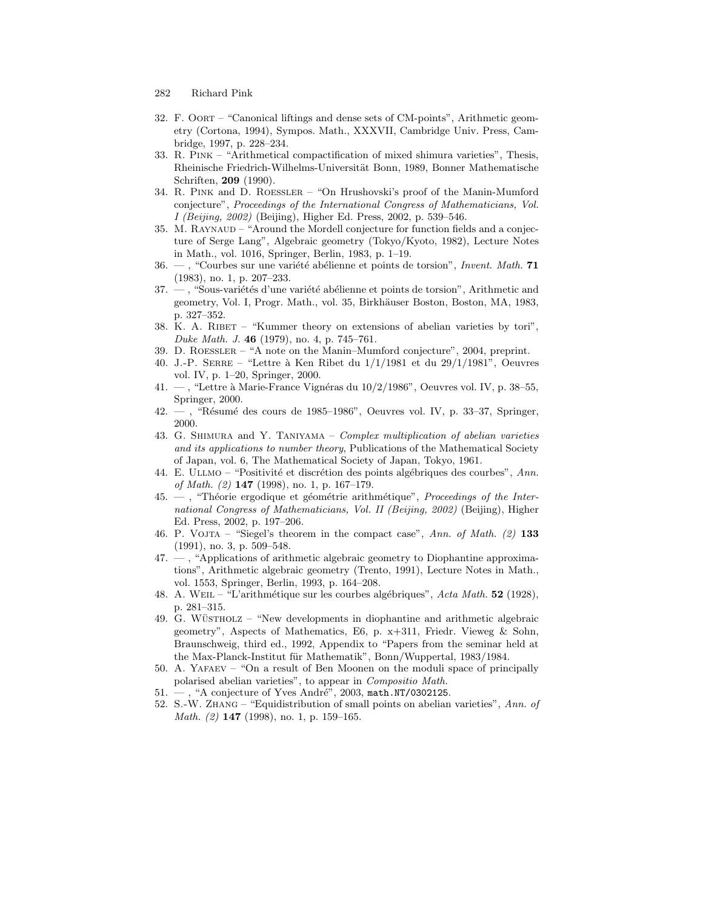32. F. Oort – "Canonical liftings and dense sets of CM-points", Arithmetic geometry (Cortona, 1994), Sympos. Math., XXXVII, Cambridge Univ. Press, Cambridge, 1997, p. 228–234.
33. R. Pink – "Arithmetical compactification of mixed shimura varieties", Thesis, Rheinische Friedrich-Wilhelms-Universität Bonn, 1989, Bonner Mathematische Schriften, **209** (1990).
34. R. Pink and D. Roessler – "On Hrushovski's proof of the Manin-Mumford conjecture", *Proceedings of the International Congress of Mathematicians, Vol. I (Beijing, 2002)* (Beijing), Higher Ed. Press, 2002, p. 539–546.
35. M. Raynaud – "Around the Mordell conjecture for function fields and a conjecture of Serge Lang", Algebraic geometry (Tokyo/Kyoto, 1982), Lecture Notes in Math., vol. 1016, Springer, Berlin, 1983, p. 1–19.
36. — , "Courbes sur une variété abélienne et points de torsion", *Invent. Math.* **71** (1983), no. 1, p. 207–233.
37. — , "Sous-variétés d'une variété abélienne et points de torsion", Arithmetic and geometry, Vol. I, Progr. Math., vol. 35, Birkhäuser Boston, Boston, MA, 1983, p. 327–352.
38. K. A. Ribet – "Kummer theory on extensions of abelian varieties by tori", *Duke Math. J.* **46** (1979), no. 4, p. 745–761.
39. D. Roessler – "A note on the Manin–Mumford conjecture", 2004, preprint.
40. J.-P. Serre – "Lettre à Ken Ribet du 1/1/1981 et du 29/1/1981", Oeuvres vol. IV, p. 1–20, Springer, 2000.
41. — , "Lettre à Marie-France Vignéras du 10/2/1986", Oeuvres vol. IV, p. 38–55, Springer, 2000.
42. — , "Résumé des cours de 1985–1986", Oeuvres vol. IV, p. 33–37, Springer, 2000.
43. G. Shimura and Y. Taniyama – *Complex multiplication of abelian varieties and its applications to number theory*, Publications of the Mathematical Society of Japan, vol. 6, The Mathematical Society of Japan, Tokyo, 1961.
44. E. Ullmo – "Positivité et discrétion des points algébriques des courbes", *Ann. of Math. (2)* **147** (1998), no. 1, p. 167–179.
45. — , "Théorie ergodique et géométrie arithmétique", *Proceedings of the International Congress of Mathematicians, Vol. II (Beijing, 2002)* (Beijing), Higher Ed. Press, 2002, p. 197–206.
46. P. Vojta – "Siegel's theorem in the compact case", *Ann. of Math. (2)* **133** (1991), no. 3, p. 509–548.
47. — , "Applications of arithmetic algebraic geometry to Diophantine approximations", Arithmetic algebraic geometry (Trento, 1991), Lecture Notes in Math., vol. 1553, Springer, Berlin, 1993, p. 164–208.
48. A. Weil – "L'arithmétique sur les courbes algébriques", *Acta Math.* **52** (1928), p. 281–315.
49. G. Wüstholz – "New developments in diophantine and arithmetic algebraic geometry", Aspects of Mathematics, E6, p. x+311, Friedr. Vieweg & Sohn, Braunschweig, third ed., 1992, Appendix to "Papers from the seminar held at the Max-Planck-Institut für Mathematik", Bonn/Wuppertal, 1983/1984.
50. A. Yafaev – "On a result of Ben Moonen on the moduli space of principally polarised abelian varieties", to appear in *Compositio Math.*
51. — , "A conjecture of Yves André", 2003, `math.NT/0302125`.
52. S.-W. Zhang – "Equidistribution of small points on abelian varieties", *Ann. of Math. (2)* **147** (1998), no. 1, p. 159–165.